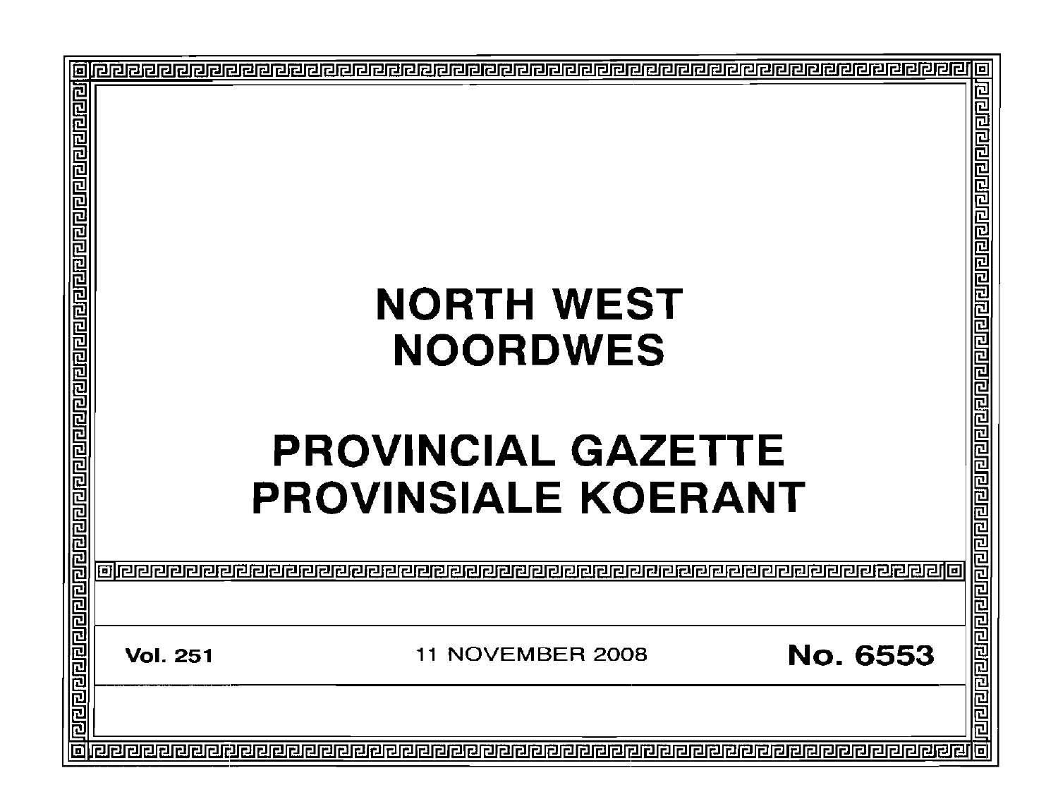# NORTH WEST
# NOORDWES

# PROVINCIAL GAZETTE
# PROVINSIALE KOERANT

**Vol. 251** | 11 NOVEMBER 2008 | **No. 6553**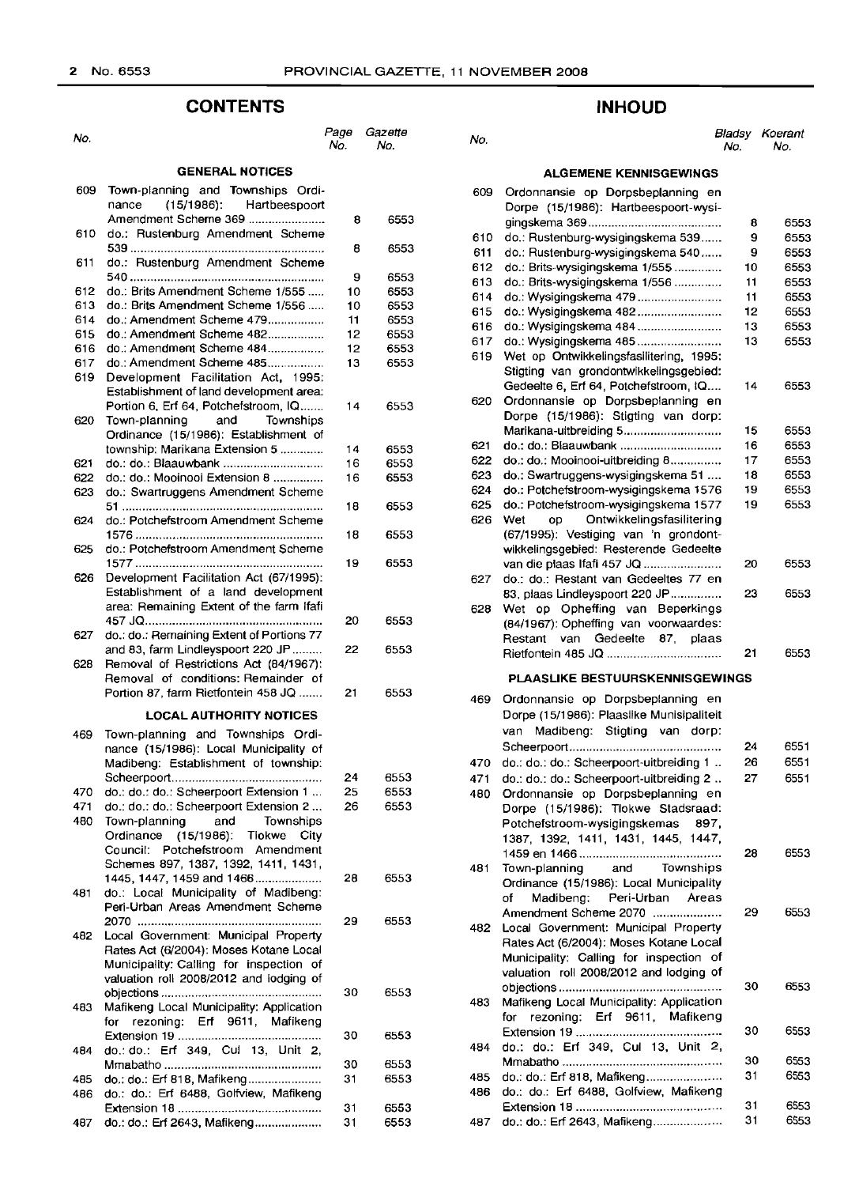## CONTENTS

| No. | | Page No. | Gazette No. |
|---|---|---|---|
| | **GENERAL NOTICES** | | |
| 609 | Town-planning and Townships Ordinance (15/1986): Hartbeespoort Amendment Scheme 369 | 8 | 6553 |
| 610 | do.: Rustenburg Amendment Scheme 539 | 8 | 6553 |
| 611 | do.: Rustenburg Amendment Scheme 540 | 9 | 6553 |
| 612 | do.: Brits Amendment Scheme 1/555 | 10 | 6553 |
| 613 | do.: Brits Amendment Scheme 1/556 | 10 | 6553 |
| 614 | do.: Amendment Scheme 479 | 11 | 6553 |
| 615 | do.: Amendment Scheme 482 | 12 | 6553 |
| 616 | do.: Amendment Scheme 484 | 12 | 6553 |
| 617 | do.: Amendment Scheme 485 | 13 | 6553 |
| 619 | Development Facilitation Act, 1995: Establishment of land development area: Portion 6, Erf 64, Potchefstroom, IQ | 14 | 6553 |
| 620 | Town-planning and Townships Ordinance (15/1986): Establishment of township: Marikana Extension 5 | 14 | 6553 |
| 621 | do.: do.: Blaauwbank | 16 | 6553 |
| 622 | do.: do.: Mooinooi Extension 8 | 16 | 6553 |
| 623 | do.: Swartruggens Amendment Scheme 51 | 18 | 6553 |
| 624 | do.: Potchefstroom Amendment Scheme 1576 | 18 | 6553 |
| 625 | do.: Potchefstroom Amendment Scheme 1577 | 19 | 6553 |
| 626 | Development Facilitation Act (67/1995): Establishment of a land development area: Remaining Extent of the farm Ifafi 457 JQ | 20 | 6553 |
| 627 | do.: do.: Remaining Extent of Portions 77 and 83, farm Lindleyspoort 220 JP | 22 | 6553 |
| 628 | Removal of Restrictions Act (84/1967): Removal of conditions: Remainder of Portion 87, farm Rietfontein 458 JQ | 21 | 6553 |
| | **LOCAL AUTHORITY NOTICES** | | |
| 469 | Town-planning and Townships Ordinance (15/1986): Local Municipality of Madibeng: Establishment of township: Scheerpoort | 24 | 6553 |
| 470 | do.: do.: do.: Scheerpoort Extension 1 | 25 | 6553 |
| 471 | do.: do.: do.: Scheerpoort Extension 2 | 26 | 6553 |
| 480 | Town-planning and Townships Ordinance (15/1986): Tlokwe City Council: Potchefstroom Amendment Schemes 897, 1387, 1392, 1411, 1431, 1445, 1447, 1459 and 1466 | 28 | 6553 |
| 481 | do.: Local Municipality of Madibeng: Peri-Urban Areas Amendment Scheme 2070 | 29 | 6553 |
| 482 | Local Government: Municipal Property Rates Act (6/2004): Moses Kotane Local Municipality: Calling for inspection of valuation roll 2008/2012 and lodging of objections | 30 | 6553 |
| 483 | Mafikeng Local Municipality: Application for rezoning: Erf 9611, Mafikeng Extension 19 | 30 | 6553 |
| 484 | do.: do.: Erf 349, Cul 13, Unit 2, Mmabatho | 30 | 6553 |
| 485 | do.: do.: Erf 818, Mafikeng | 31 | 6553 |
| 486 | do.: do.: Erf 6488, Golfview, Mafikeng Extension 18 | 31 | 6553 |
| 487 | do.: do.: Erf 2643, Mafikeng | 31 | 6553 |

## INHOUD

| No. | | Bladsy No. | Koerant No. |
|---|---|---|---|
| | **ALGEMENE KENNISGEWINGS** | | |
| 609 | Ordonnansie op Dorpsbeplanning en Dorpe (15/1986): Hartbeespoort-wysigingskema 369 | 8 | 6553 |
| 610 | do.: Rustenburg-wysigingskema 539 | 9 | 6553 |
| 611 | do.: Rustenburg-wysigingskema 540 | 9 | 6553 |
| 612 | do.: Brits-wysigingskema 1/555 | 10 | 6553 |
| 613 | do.: Brits-wysigingskema 1/556 | 11 | 6553 |
| 614 | do.: Wysigingskema 479 | 11 | 6553 |
| 615 | do.: Wysigingskema 482 | 12 | 6553 |
| 616 | do.: Wysigingskema 484 | 13 | 6553 |
| 617 | do.: Wysigingskema 485 | 13 | 6553 |
| 619 | Wet op Ontwikkelingsfasilitering, 1995: Stigting van grondontwikkelingsgebied: Gedeelte 6, Erf 64, Potchefstroom, IQ | 14 | 6553 |
| 620 | Ordonnansie op Dorpsbeplanning en Dorpe (15/1986): Stigting van dorp: Marikana-uitbreiding 5 | 15 | 6553 |
| 621 | do.: do.: Blaauwbank | 16 | 6553 |
| 622 | do.: do.: Mooinooi-uitbreiding 8 | 17 | 6553 |
| 623 | do.: Swartruggens-wysigingskema 51 | 18 | 6553 |
| 624 | do.: Potchefstroom-wysigingskema 1576 | 19 | 6553 |
| 625 | do.: Potchefstroom-wysigingskema 1577 | 19 | 6553 |
| 626 | Wet op Ontwikkelingsfasilitering (67/1995): Vestiging van 'n grondontwikkelingsgebied: Resterende Gedeelte van die plaas Ifafi 457 JQ | 20 | 6553 |
| 627 | do.: do.: Restant van Gedeeltes 77 en 83, plaas Lindleyspoort 220 JP | 23 | 6553 |
| 628 | Wet op Opheffing van Beperkings (84/1967): Opheffing van voorwaardes: Restant van Gedeelte 87, plaas Rietfontein 485 JQ | 21 | 6553 |
| | **PLAASLIKE BESTUURSKENNISGEWINGS** | | |
| 469 | Ordonnansie op Dorpsbeplanning en Dorpe (15/1986): Plaaslike Munisipaliteit van Madibeng: Stigting van dorp: Scheerpoort | 24 | 6551 |
| 470 | do.: do.: do.: Scheerpoort-uitbreiding 1 | 26 | 6551 |
| 471 | do.: do.: do.: Scheerpoort-uitbreiding 2 | 27 | 6551 |
| 480 | Ordonnansie op Dorpsbeplanning en Dorpe (15/1986): Tlokwe Stadsraad: Potchefstroom-wysigingskemas 897, 1387, 1392, 1411, 1431, 1445, 1447, 1459 en 1466 | 28 | 6553 |
| 481 | Town-planning and Townships Ordinance (15/1986): Local Municipality of Madibeng: Peri-Urban Areas Amendment Scheme 2070 | 29 | 6553 |
| 482 | Local Government: Municipal Property Rates Act (6/2004): Moses Kotane Local Municipality: Calling for inspection of valuation roll 2008/2012 and lodging of objections | 30 | 6553 |
| 483 | Mafikeng Local Municipality: Application for rezoning: Erf 9611, Mafikeng Extension 19 | 30 | 6553 |
| 484 | do.: do.: Erf 349, Cul 13, Unit 2, Mmabatho | 30 | 6553 |
| 485 | do.: do.: Erf 818, Mafikeng | 31 | 6553 |
| 486 | do.: do.: Erf 6488, Golfview, Mafikeng Extension 18 | 31 | 6553 |
| 487 | do.: do.: Erf 2643, Mafikeng | 31 | 6553 |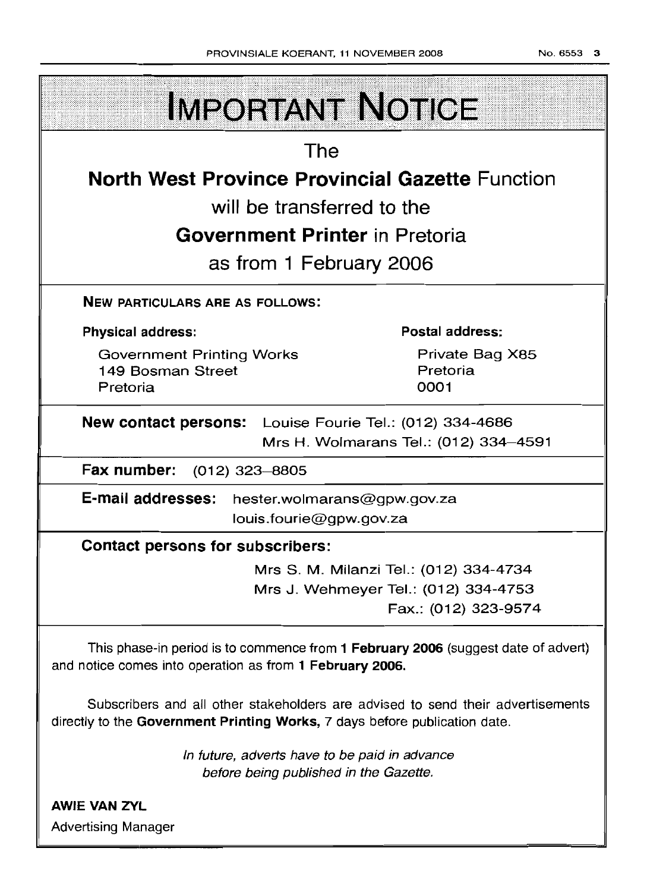# IMPORTANT NOTICE

The

**North West Province Provincial Gazette** Function

will be transferred to the

**Government Printer** in Pretoria

as from 1 February 2006

**NEW PARTICULARS ARE AS FOLLOWS:**

**Physical address:**

Government Printing Works
149 Bosman Street
Pretoria

**Postal address:**

Private Bag X85
Pretoria
0001

**New contact persons:** Louise Fourie Tel.: (012) 334-4686
Mrs H. Wolmarans Tel.: (012) 334–4591

**Fax number:** (012) 323–8805

**E-mail addresses:** hester.wolmarans@gpw.gov.za
louis.fourie@gpw.gov.za

**Contact persons for subscribers:**

Mrs S. M. Milanzi Tel.: (012) 334-4734
Mrs J. Wehmeyer Tel.: (012) 334-4753
Fax.: (012) 323-9574

This phase-in period is to commence from **1 February 2006** (suggest date of advert) and notice comes into operation as from **1 February 2006.**

Subscribers and all other stakeholders are advised to send their advertisements directly to the **Government Printing Works,** 7 days before publication date.

*In future, adverts have to be paid in advance before being published in the Gazette.*

**AWIE VAN ZYL**
Advertising Manager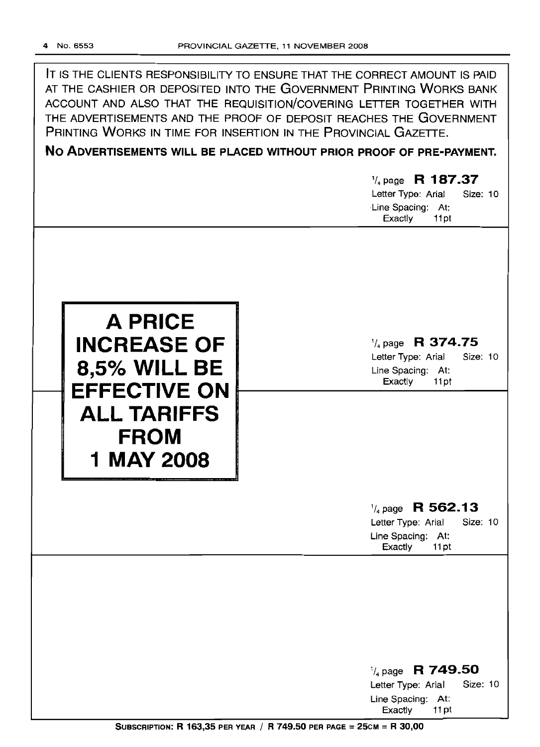IT IS THE CLIENTS RESPONSIBILITY TO ENSURE THAT THE CORRECT AMOUNT IS PAID AT THE CASHIER OR DEPOSITED INTO THE GOVERNMENT PRINTING WORKS BANK ACCOUNT AND ALSO THAT THE REQUISITION/COVERING LETTER TOGETHER WITH THE ADVERTISEMENTS AND THE PROOF OF DEPOSIT REACHES THE GOVERNMENT PRINTING WORKS IN TIME FOR INSERTION IN THE PROVINCIAL GAZETTE.

**NO ADVERTISEMENTS WILL BE PLACED WITHOUT PRIOR PROOF OF PRE-PAYMENT.**

1/4 page **R 187.37**
Letter Type: Arial Size: 10
Line Spacing: At: Exactly 11pt

**A PRICE INCREASE OF 8,5% WILL BE EFFECTIVE ON ALL TARIFFS FROM 1 MAY 2008**

1/4 page **R 374.75**
Letter Type: Arial Size: 10
Line Spacing: At: Exactly 11pt

1/4 page **R 562.13**
Letter Type: Arial Size: 10
Line Spacing: At: Exactly 11pt

1/4 page **R 749.50**
Letter Type: Arial Size: 10
Line Spacing: At: Exactly 11pt

**SUBSCRIPTION: R 163,35 PER YEAR / R 749.50 PER PAGE = 25CM = R 30,00**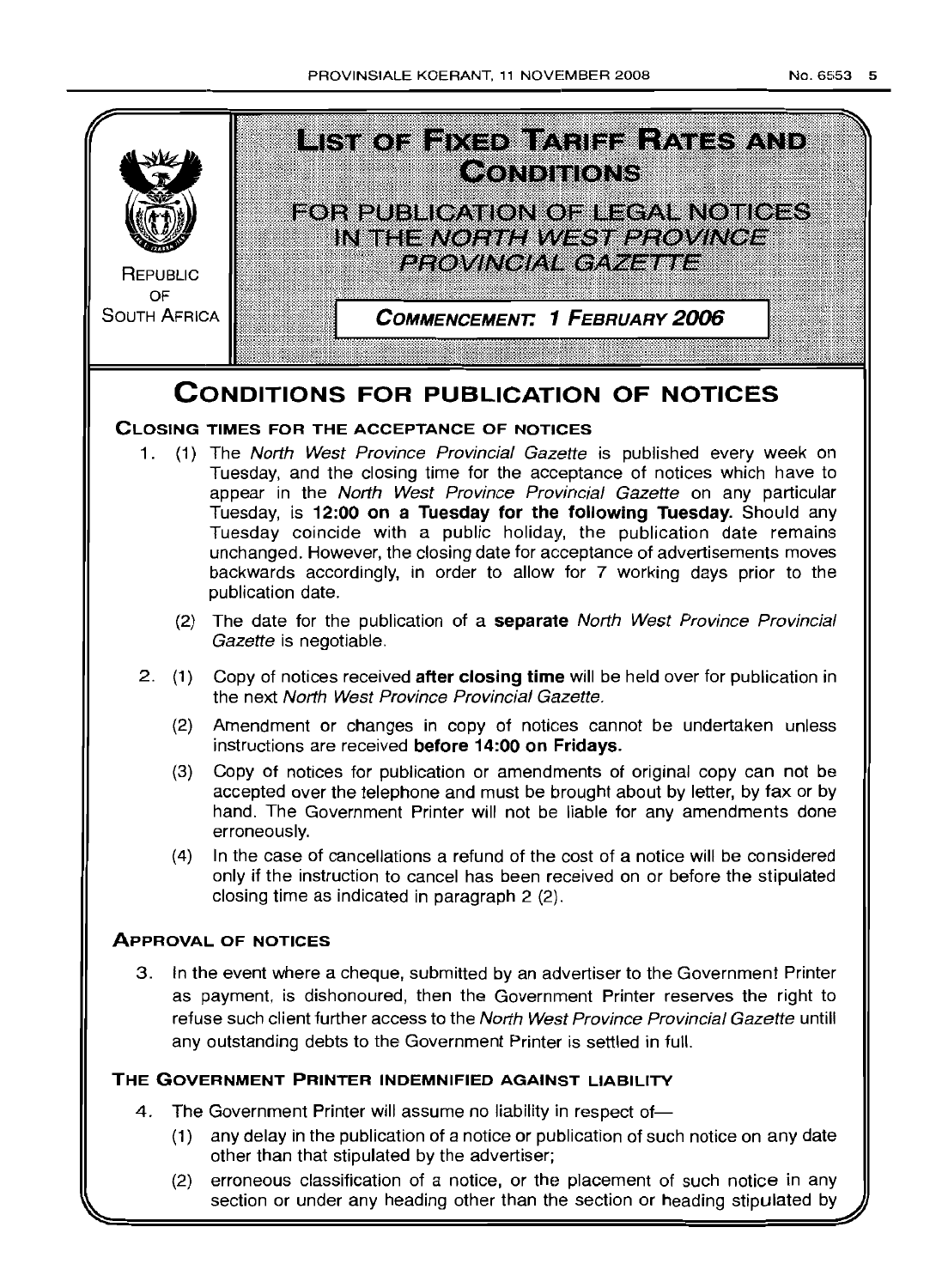REPUBLIC OF SOUTH AFRICA

# LIST OF FIXED TARIFF RATES AND CONDITIONS

## FOR PUBLICATION OF LEGAL NOTICES IN THE *NORTH WEST PROVINCE PROVINCIAL GAZETTE*

**COMMENCEMENT: 1 FEBRUARY 2006**

# CONDITIONS FOR PUBLICATION OF NOTICES

## CLOSING TIMES FOR THE ACCEPTANCE OF NOTICES

1. (1) The *North West Province Provincial Gazette* is published every week on Tuesday, and the closing time for the acceptance of notices which have to appear in the *North West Province Provincial Gazette* on any particular Tuesday, is **12:00 on a Tuesday for the following Tuesday.** Should any Tuesday coincide with a public holiday, the publication date remains unchanged. However, the closing date for acceptance of advertisements moves backwards accordingly, in order to allow for 7 working days prior to the publication date.

   (2) The date for the publication of a **separate** *North West Province Provincial Gazette* is negotiable.

2. (1) Copy of notices received **after closing time** will be held over for publication in the next *North West Province Provincial Gazette.*

   (2) Amendment or changes in copy of notices cannot be undertaken unless instructions are received **before 14:00 on Fridays.**

   (3) Copy of notices for publication or amendments of original copy can not be accepted over the telephone and must be brought about by letter, by fax or by hand. The Government Printer will not be liable for any amendments done erroneously.

   (4) In the case of cancellations a refund of the cost of a notice will be considered only if the instruction to cancel has been received on or before the stipulated closing time as indicated in paragraph 2 (2).

## APPROVAL OF NOTICES

3. In the event where a cheque, submitted by an advertiser to the Government Printer as payment, is dishonoured, then the Government Printer reserves the right to refuse such client further access to the *North West Province Provincial Gazette* untill any outstanding debts to the Government Printer is settled in full.

## THE GOVERNMENT PRINTER INDEMNIFIED AGAINST LIABILITY

4. The Government Printer will assume no liability in respect of—

   (1) any delay in the publication of a notice or publication of such notice on any date other than that stipulated by the advertiser;

   (2) erroneous classification of a notice, or the placement of such notice in any section or under any heading other than the section or heading stipulated by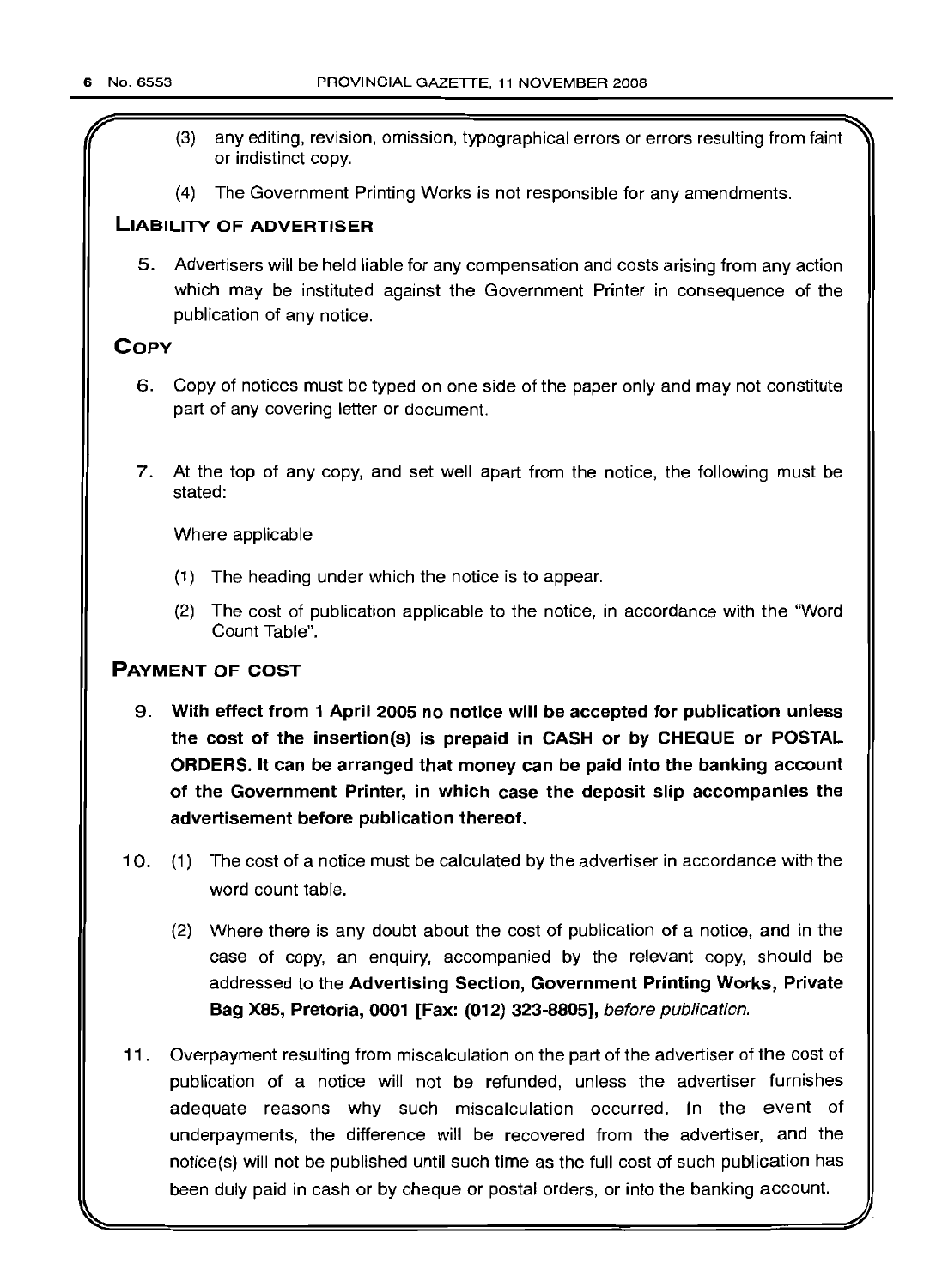(3) any editing, revision, omission, typographical errors or errors resulting from faint or indistinct copy.

(4) The Government Printing Works is not responsible for any amendments.

## LIABILITY OF ADVERTISER

5. Advertisers will be held liable for any compensation and costs arising from any action which may be instituted against the Government Printer in consequence of the publication of any notice.

## COPY

6. Copy of notices must be typed on one side of the paper only and may not constitute part of any covering letter or document.

7. At the top of any copy, and set well apart from the notice, the following must be stated:

   Where applicable

   (1) The heading under which the notice is to appear.

   (2) The cost of publication applicable to the notice, in accordance with the "Word Count Table".

## PAYMENT OF COST

9. **With effect from 1 April 2005 no notice will be accepted for publication unless the cost of the insertion(s) is prepaid in CASH or by CHEQUE or POSTAL ORDERS. It can be arranged that money can be paid into the banking account of the Government Printer, in which case the deposit slip accompanies the advertisement before publication thereof.**

10. (1) The cost of a notice must be calculated by the advertiser in accordance with the word count table.

    (2) Where there is any doubt about the cost of publication of a notice, and in the case of copy, an enquiry, accompanied by the relevant copy, should be addressed to the **Advertising Section, Government Printing Works, Private Bag X85, Pretoria, 0001 [Fax: (012) 323-8805],** *before publication.*

11. Overpayment resulting from miscalculation on the part of the advertiser of the cost of publication of a notice will not be refunded, unless the advertiser furnishes adequate reasons why such miscalculation occurred. In the event of underpayments, the difference will be recovered from the advertiser, and the notice(s) will not be published until such time as the full cost of such publication has been duly paid in cash or by cheque or postal orders, or into the banking account.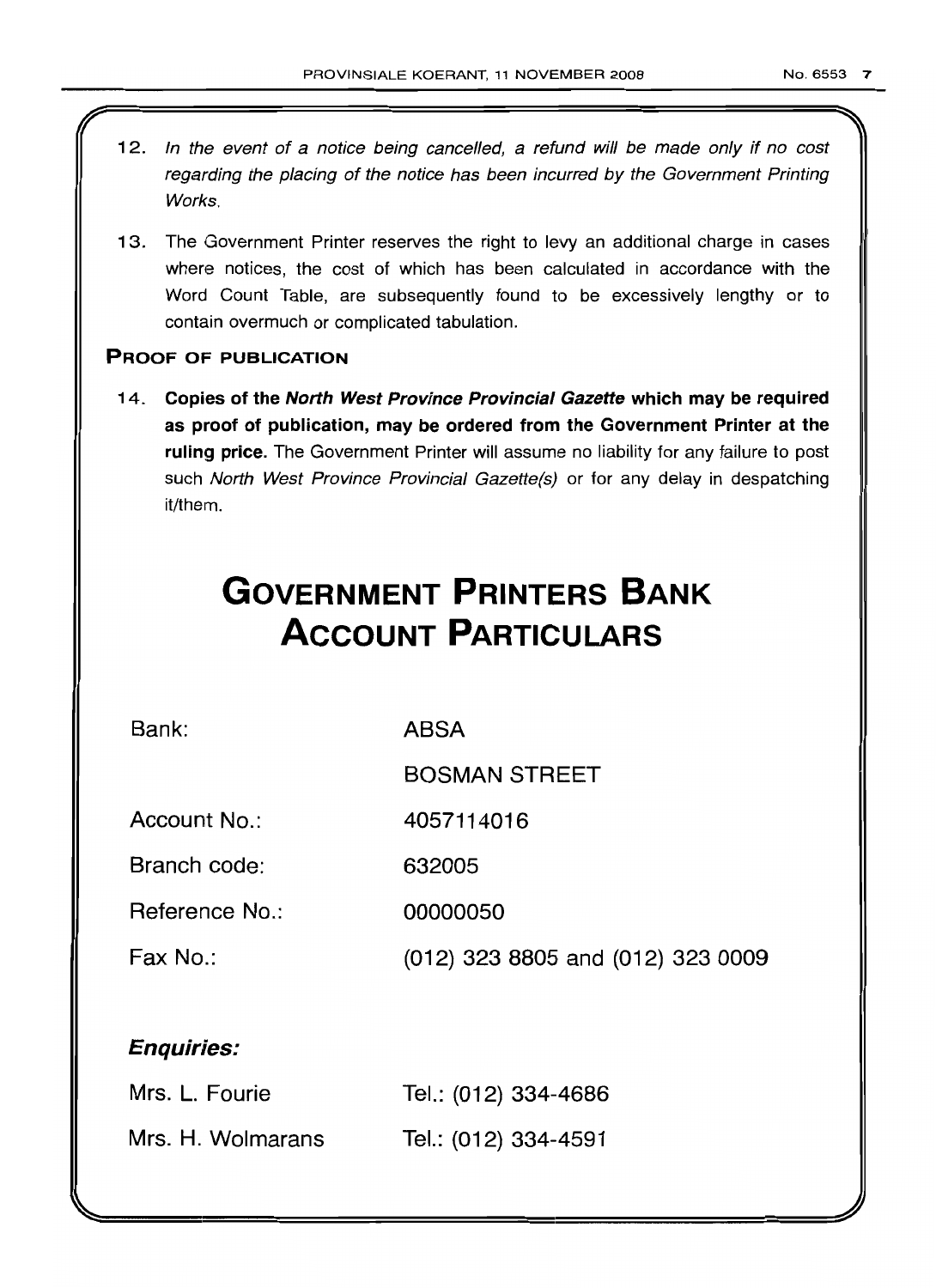12. *In the event of a notice being cancelled, a refund will be made only if no cost regarding the placing of the notice has been incurred by the Government Printing Works.*

13. The Government Printer reserves the right to levy an additional charge in cases where notices, the cost of which has been calculated in accordance with the Word Count Table, are subsequently found to be excessively lengthy or to contain overmuch or complicated tabulation.

**PROOF OF PUBLICATION**

14. **Copies of the *North West Province Provincial Gazette* which may be required as proof of publication, may be ordered from the Government Printer at the ruling price.** The Government Printer will assume no liability for any failure to post such *North West Province Provincial Gazette(s)* or for any delay in despatching it/them.

# GOVERNMENT PRINTERS BANK ACCOUNT PARTICULARS

| | |
|---|---|
| Bank: | ABSA |
| | BOSMAN STREET |
| Account No.: | 4057114016 |
| Branch code: | 632005 |
| Reference No.: | 00000050 |
| Fax No.: | (012) 323 8805 and (012) 323 0009 |

***Enquiries:***

| | |
|---|---|
| Mrs. L. Fourie | Tel.: (012) 334-4686 |
| Mrs. H. Wolmarans | Tel.: (012) 334-4591 |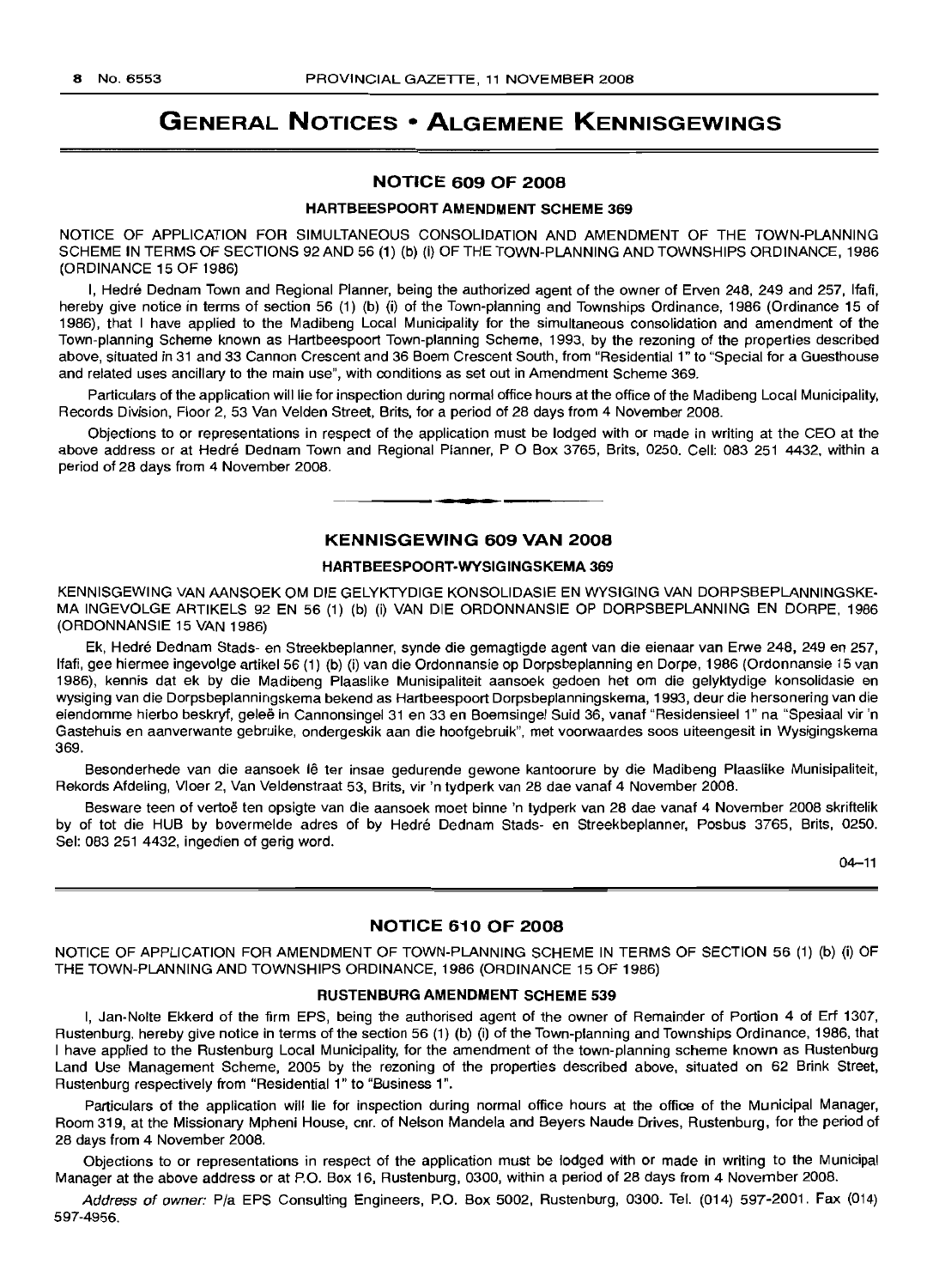# GENERAL NOTICES • ALGEMENE KENNISGEWINGS

## NOTICE 609 OF 2008

### HARTBEESPOORT AMENDMENT SCHEME 369

NOTICE OF APPLICATION FOR SIMULTANEOUS CONSOLIDATION AND AMENDMENT OF THE TOWN-PLANNING SCHEME IN TERMS OF SECTIONS 92 AND 56 (1) (b) (i) OF THE TOWN-PLANNING AND TOWNSHIPS ORDINANCE, 1986 (ORDINANCE 15 OF 1986)

I, Hedré Dednam Town and Regional Planner, being the authorized agent of the owner of Erven 248, 249 and 257, Ifafi, hereby give notice in terms of section 56 (1) (b) (i) of the Town-planning and Townships Ordinance, 1986 (Ordinance 15 of 1986), that I have applied to the Madibeng Local Municipality for the simultaneous consolidation and amendment of the Town-planning Scheme known as Hartbeespoort Town-planning Scheme, 1993, by the rezoning of the properties described above, situated in 31 and 33 Cannon Crescent and 36 Boem Crescent South, from "Residential 1" to "Special for a Guesthouse and related uses ancillary to the main use", with conditions as set out in Amendment Scheme 369.

Particulars of the application will lie for inspection during normal office hours at the office of the Madibeng Local Municipality, Records Division, Floor 2, 53 Van Velden Street, Brits, for a period of 28 days from 4 November 2008.

Objections to or representations in respect of the application must be lodged with or made in writing at the CEO at the above address or at Hedré Dednam Town and Regional Planner, P O Box 3765, Brits, 0250. Cell: 083 251 4432, within a period of 28 days from 4 November 2008.

---

## KENNISGEWING 609 VAN 2008

### HARTBEESPOORT-WYSIGINGSKEMA 369

KENNISGEWING VAN AANSOEK OM DIE GELYKTYDIGE KONSOLIDASIE EN WYSIGING VAN DORPSBEPLANNINGSKEMA INGEVOLGE ARTIKELS 92 EN 56 (1) (b) (i) VAN DIE ORDONNANSIE OP DORPSBEPLANNING EN DORPE, 1986 (ORDONNANSIE 15 VAN 1986)

Ek, Hedré Dednam Stads- en Streekbeplanner, synde die gemagtigde agent van die eienaar van Erwe 248, 249 en 257, Ifafi, gee hiermee ingevolge artikel 56 (1) (b) (i) van die Ordonnansie op Dorpsbeplanning en Dorpe, 1986 (Ordonnansie 15 van 1986), kennis dat ek by die Madibeng Plaaslike Munisipaliteit aansoek gedoen het om die gelyktydige konsolidasie en wysiging van die Dorpsbeplanningskema bekend as Hartbeespoort Dorpsbeplanningskema, 1993, deur die hersonering van die eiendomme hierbo beskryf, geleë in Cannonsingel 31 en 33 en Boemsingel Suid 36, vanaf "Residensieel 1" na "Spesiaal vir 'n Gastehuis en aanverwante gebruike, ondergeskik aan die hoofgebruik", met voorwaardes soos uiteengesit in Wysigingskema 369.

Besonderhede van die aansoek lê ter insae gedurende gewone kantoorure by die Madibeng Plaaslike Munisipaliteit, Rekords Afdeling, Vloer 2, Van Veldenstraat 53, Brits, vir 'n tydperk van 28 dae vanaf 4 November 2008.

Besware teen of vertoë ten opsigte van die aansoek moet binne 'n tydperk van 28 dae vanaf 4 November 2008 skriftelik by of tot die HUB by bovermelde adres of by Hedré Dednam Stads- en Streekbeplanner, Posbus 3765, Brits, 0250. Sel: 083 251 4432, ingedien of gerig word.

04–11

---

## NOTICE 610 OF 2008

NOTICE OF APPLICATION FOR AMENDMENT OF TOWN-PLANNING SCHEME IN TERMS OF SECTION 56 (1) (b) (i) OF THE TOWN-PLANNING AND TOWNSHIPS ORDINANCE, 1986 (ORDINANCE 15 OF 1986)

### RUSTENBURG AMENDMENT SCHEME 539

I, Jan-Nolte Ekkerd of the firm EPS, being the authorised agent of the owner of Remainder of Portion 4 of Erf 1307, Rustenburg, hereby give notice in terms of the section 56 (1) (b) (i) of the Town-planning and Townships Ordinance, 1986, that I have applied to the Rustenburg Local Municipality, for the amendment of the town-planning scheme known as Rustenburg Land Use Management Scheme, 2005 by the rezoning of the properties described above, situated on 62 Brink Street, Rustenburg respectively from "Residential 1" to "Business 1".

Particulars of the application will lie for inspection during normal office hours at the office of the Municipal Manager, Room 319, at the Missionary Mpheni House, cnr. of Nelson Mandela and Beyers Naude Drives, Rustenburg, for the period of 28 days from 4 November 2008.

Objections to or representations in respect of the application must be lodged with or made in writing to the Municipal Manager at the above address or at P.O. Box 16, Rustenburg, 0300, within a period of 28 days from 4 November 2008.

*Address of owner:* P/a EPS Consulting Engineers, P.O. Box 5002, Rustenburg, 0300. Tel. (014) 597-2001. Fax (014) 597-4956.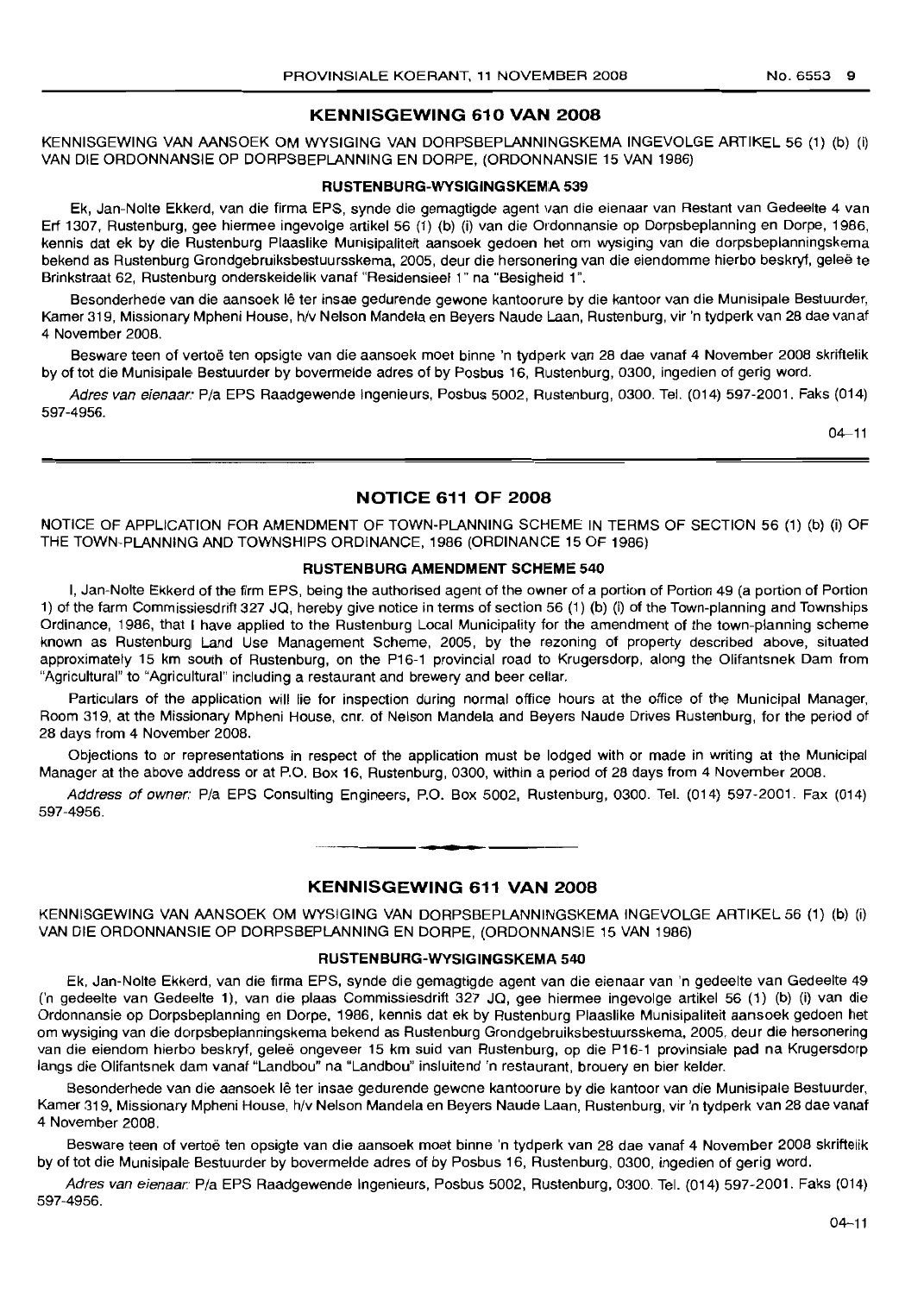## KENNISGEWING 610 VAN 2008

KENNISGEWING VAN AANSOEK OM WYSIGING VAN DORPSBEPLANNINGSKEMA INGEVOLGE ARTIKEL 56 (1) (b) (i) VAN DIE ORDONNANSIE OP DORPSBEPLANNING EN DORPE, (ORDONNANSIE 15 VAN 1986)

### RUSTENBURG-WYSIGINGSKEMA 539

Ek, Jan-Nolte Ekkerd, van die firma EPS, synde die gemagtigde agent van die eienaar van Restant van Gedeelte 4 van Erf 1307, Rustenburg, gee hiermee ingevolge artikel 56 (1) (b) (i) van die Ordonnansie op Dorpsbeplanning en Dorpe, 1986, kennis dat ek by die Rustenburg Plaaslike Munisipaliteit aansoek gedoen het om wysiging van die dorpsbeplanningskema bekend as Rustenburg Grondgebruiksbestuursskema, 2005, deur die hersonering van die eiendomme hierbo beskryf, geleë te Brinkstraat 62, Rustenburg onderskeidelik vanaf "Residensieel 1" na "Besigheid 1".

Besonderhede van die aansoek lê ter insae gedurende gewone kantoorure by die kantoor van die Munisipale Bestuurder, Kamer 319, Missionary Mpheni House, h/v Nelson Mandela en Beyers Naude Laan, Rustenburg, vir 'n tydperk van 28 dae vanaf 4 November 2008.

Besware teen of vertoë ten opsigte van die aansoek moet binne 'n tydperk van 28 dae vanaf 4 November 2008 skriftelik by of tot die Munisipale Bestuurder by bovermelde adres of by Posbus 16, Rustenburg, 0300, ingedien of gerig word.

*Adres van eienaar:* P/a EPS Raadgewende Ingenieurs, Posbus 5002, Rustenburg, 0300. Tel. (014) 597-2001. Faks (014) 597-4956.

04–11

## NOTICE 611 OF 2008

NOTICE OF APPLICATION FOR AMENDMENT OF TOWN-PLANNING SCHEME IN TERMS OF SECTION 56 (1) (b) (i) OF THE TOWN-PLANNING AND TOWNSHIPS ORDINANCE, 1986 (ORDINANCE 15 OF 1986)

### RUSTENBURG AMENDMENT SCHEME 540

I, Jan-Nolte Ekkerd of the firm EPS, being the authorised agent of the owner of a portion of Portion 49 (a portion of Portion 1) of the farm Commissiesdrift 327 JQ, hereby give notice in terms of section 56 (1) (b) (i) of the Town-planning and Townships Ordinance, 1986, that I have applied to the Rustenburg Local Municipality for the amendment of the town-planning scheme known as Rustenburg Land Use Management Scheme, 2005, by the rezoning of property described above, situated approximately 15 km south of Rustenburg, on the P16-1 provincial road to Krugersdorp, along the Olifantsnek Dam from "Agricultural" to "Agricultural" including a restaurant and brewery and beer cellar.

Particulars of the application will lie for inspection during normal office hours at the office of the Municipal Manager, Room 319, at the Missionary Mpheni House, cnr. of Nelson Mandela and Beyers Naude Drives Rustenburg, for the period of 28 days from 4 November 2008.

Objections to or representations in respect of the application must be lodged with or made in writing at the Municipal Manager at the above address or at P.O. Box 16, Rustenburg, 0300, within a period of 28 days from 4 November 2008.

*Address of owner:* P/a EPS Consulting Engineers, P.O. Box 5002, Rustenburg, 0300. Tel. (014) 597-2001. Fax (014) 597-4956.

## KENNISGEWING 611 VAN 2008

KENNISGEWING VAN AANSOEK OM WYSIGING VAN DORPSBEPLANNINGSKEMA INGEVOLGE ARTIKEL 56 (1) (b) (i) VAN DIE ORDONNANSIE OP DORPSBEPLANNING EN DORPE, (ORDONNANSIE 15 VAN 1986)

### RUSTENBURG-WYSIGINGSKEMA 540

Ek, Jan-Nolte Ekkerd, van die firma EPS, synde die gemagtigde agent van die eienaar van 'n gedeelte van Gedeelte 49 ('n gedeelte van Gedeelte 1), van die plaas Commissiesdrift 327 JQ, gee hiermee ingevolge artikel 56 (1) (b) (i) van die Ordonnansie op Dorpsbeplanning en Dorpe, 1986, kennis dat ek by Rustenburg Plaaslike Munisipaliteit aansoek gedoen het om wysiging van die dorpsbeplanningskema bekend as Rustenburg Grondgebruiksbestuursskema, 2005, deur die hersonering van die eiendom hierbo beskryf, geleë ongeveer 15 km suid van Rustenburg, op die P16-1 provinsiale pad na Krugersdorp langs die Olifantsnek dam vanaf "Landbou" na "Landbou" insluitend 'n restaurant, brouery en bier kelder.

Besonderhede van die aansoek lê ter insae gedurende gewone kantoorure by die kantoor van die Munisipale Bestuurder, Kamer 319, Missionary Mpheni House, h/v Nelson Mandela en Beyers Naude Laan, Rustenburg, vir 'n tydperk van 28 dae vanaf 4 November 2008.

Besware teen of vertoë ten opsigte van die aansoek moet binne 'n tydperk van 28 dae vanaf 4 November 2008 skriftelik by of tot die Munisipale Bestuurder by bovermelde adres of by Posbus 16, Rustenburg, 0300, ingedien of gerig word.

*Adres van eienaar:* P/a EPS Raadgewende Ingenieurs, Posbus 5002, Rustenburg, 0300. Tel. (014) 597-2001. Faks (014) 597-4956.

04–11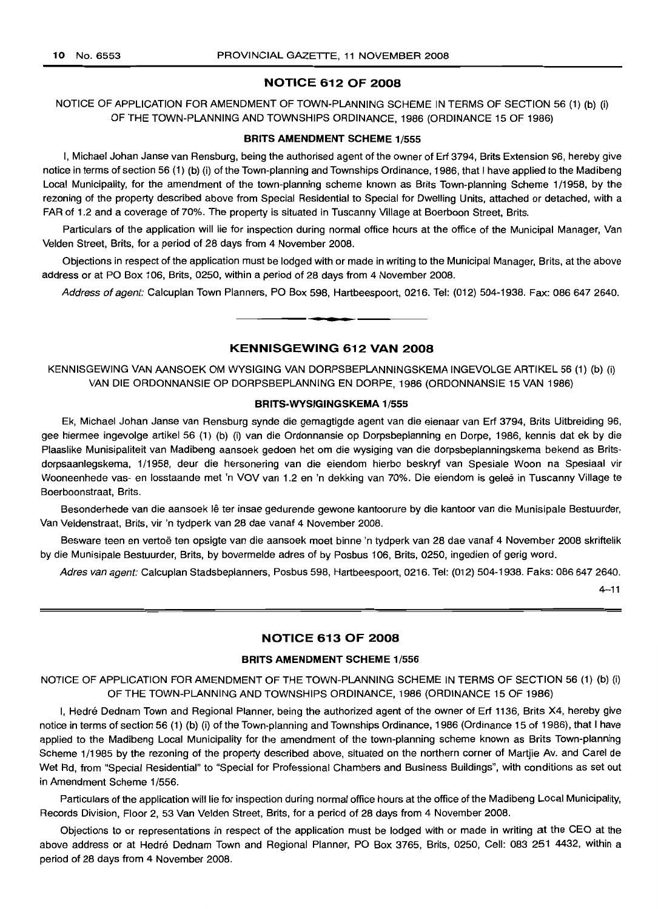## NOTICE 612 OF 2008

NOTICE OF APPLICATION FOR AMENDMENT OF TOWN-PLANNING SCHEME IN TERMS OF SECTION 56 (1) (b) (i) OF THE TOWN-PLANNING AND TOWNSHIPS ORDINANCE, 1986 (ORDINANCE 15 OF 1986)

### BRITS AMENDMENT SCHEME 1/555

I, Michael Johan Janse van Rensburg, being the authorised agent of the owner of Erf 3794, Brits Extension 96, hereby give notice in terms of section 56 (1) (b) (i) of the Town-planning and Townships Ordinance, 1986, that I have applied to the Madibeng Local Municipality, for the amendment of the town-planning scheme known as Brits Town-planning Scheme 1/1958, by the rezoning of the property described above from Special Residential to Special for Dwelling Units, attached or detached, with a FAR of 1.2 and a coverage of 70%. The property is situated in Tuscanny Village at Boerboon Street, Brits.

Particulars of the application will lie for inspection during normal office hours at the office of the Municipal Manager, Van Velden Street, Brits, for a period of 28 days from 4 November 2008.

Objections in respect of the application must be lodged with or made in writing to the Municipal Manager, Brits, at the above address or at PO Box 106, Brits, 0250, within a period of 28 days from 4 November 2008.

*Address of agent:* Calcuplan Town Planners, PO Box 598, Hartbeespoort, 0216. Tel: (012) 504-1938. Fax: 086 647 2640.

---

## KENNISGEWING 612 VAN 2008

KENNISGEWING VAN AANSOEK OM WYSIGING VAN DORPSBEPLANNINGSKEMA INGEVOLGE ARTIKEL 56 (1) (b) (i) VAN DIE ORDONNANSIE OP DORPSBEPLANNING EN DORPE, 1986 (ORDONNANSIE 15 VAN 1986)

### BRITS-WYSIGINGSKEMA 1/555

Ek, Michael Johan Janse van Rensburg synde die gemagtigde agent van die eienaar van Erf 3794, Brits Uitbreiding 96, gee hiermee ingevolge artikel 56 (1) (b) (i) van die Ordonnansie op Dorpsbeplanning en Dorpe, 1986, kennis dat ek by die Plaaslike Munisipaliteit van Madibeng aansoek gedoen het om die wysiging van die dorpsbeplanningskema bekend as Brits-dorpsaanlegskema, 1/1958, deur die hersonering van die eiendom hierbo beskryf van Spesiale Woon na Spesiaal vir Wooneenhede vas- en losstaande met 'n VOV van 1.2 en 'n dekking van 70%. Die eiendom is geleë in Tuscanny Village te Boerboonstraat, Brits.

Besonderhede van die aansoek lê ter insae gedurende gewone kantoorure by die kantoor van die Munisipale Bestuurder, Van Veldenstraat, Brits, vir 'n tydperk van 28 dae vanaf 4 November 2008.

Besware teen en vertoë ten opsigte van die aansoek moet binne 'n tydperk van 28 dae vanaf 4 November 2008 skriftelik by die Munisipale Bestuurder, Brits, by bovermelde adres of by Posbus 106, Brits, 0250, ingedien of gerig word.

*Adres van agent:* Calcuplan Stadsbeplanners, Posbus 598, Hartbeespoort, 0216. Tel: (012) 504-1938. Faks: 086 647 2640.

4–11

---

## NOTICE 613 OF 2008

### BRITS AMENDMENT SCHEME 1/556

NOTICE OF APPLICATION FOR AMENDMENT OF THE TOWN-PLANNING SCHEME IN TERMS OF SECTION 56 (1) (b) (i) OF THE TOWN-PLANNING AND TOWNSHIPS ORDINANCE, 1986 (ORDINANCE 15 OF 1986)

I, Hedré Dednam Town and Regional Planner, being the authorized agent of the owner of Erf 1136, Brits X4, hereby give notice in terms of section 56 (1) (b) (i) of the Town-planning and Townships Ordinance, 1986 (Ordinance 15 of 1986), that I have applied to the Madibeng Local Municipality for the amendment of the town-planning scheme known as Brits Town-planning Scheme 1/1985 by the rezoning of the property described above, situated on the northern corner of Martjie Av. and Carel de Wet Rd, from "Special Residential" to "Special for Professional Chambers and Business Buildings", with conditions as set out in Amendment Scheme 1/556.

Particulars of the application will lie for inspection during normal office hours at the office of the Madibeng Local Municipality, Records Division, Floor 2, 53 Van Velden Street, Brits, for a period of 28 days from 4 November 2008.

Objections to or representations in respect of the application must be lodged with or made in writing at the CEO at the above address or at Hedré Dednam Town and Regional Planner, PO Box 3765, Brits, 0250, Cell: 083 251 4432, within a period of 28 days from 4 November 2008.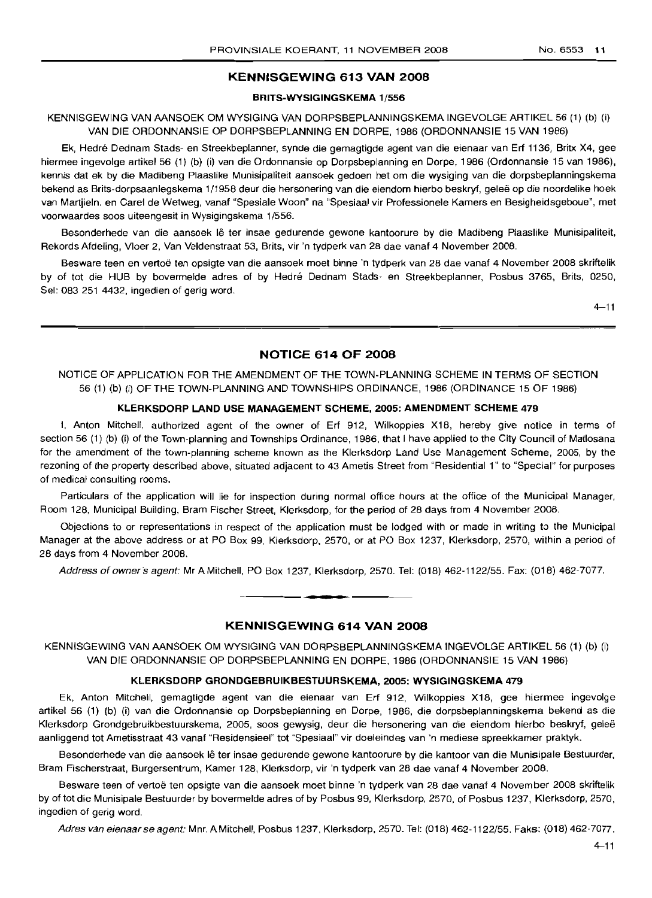## KENNISGEWING 613 VAN 2008

### BRITS-WYSIGINGSKEMA 1/556

KENNISGEWING VAN AANSOEK OM WYSIGING VAN DORPSBEPLANNINGSKEMA INGEVOLGE ARTIKEL 56 (1) (b) (i) VAN DIE ORDONNANSIE OP DORPSBEPLANNING EN DORPE, 1986 (ORDONNANSIE 15 VAN 1986)

Ek, Hedré Dednam Stads- en Streekbeplanner, synde die gemagtigde agent van die eienaar van Erf 1136, Britx X4, gee hiermee ingevolge artikel 56 (1) (b) (i) van die Ordonnansie op Dorpsbeplanning en Dorpe, 1986 (Ordonnansie 15 van 1986), kennis dat ek by die Madibeng Plaaslike Munisipaliteit aansoek gedoen het om die wysiging van die dorpsbeplanningskema bekend as Brits-dorpsaanlegskema 1/1958 deur die hersonering van die eiendom hierbo beskryf, geleë op die noordelike hoek van Martjieln. en Carel de Wetweg, vanaf "Spesiale Woon" na "Spesiaal vir Professionele Kamers en Besigheidsgeboue", met voorwaardes soos uiteengesit in Wysigingskema 1/556.

Besonderhede van die aansoek lê ter insae gedurende gewone kantoorure by die Madibeng Plaaslike Munisipaliteit, Rekords Afdeling, Vloer 2, Van Veldenstraat 53, Brits, vir 'n tydperk van 28 dae vanaf 4 November 2008.

Besware teen en vertoë ten opsigte van die aansoek moet binne 'n tydperk van 28 dae vanaf 4 November 2008 skriftelik by of tot die HUB by bovermelde adres of by Hedré Dednam Stads- en Streekbeplanner, Posbus 3765, Brits, 0250, Sel: 083 251 4432, ingedien of gerig word.

4–11

## NOTICE 614 OF 2008

NOTICE OF APPLICATION FOR THE AMENDMENT OF THE TOWN-PLANNING SCHEME IN TERMS OF SECTION 56 (1) (b) (i) OF THE TOWN-PLANNING AND TOWNSHIPS ORDINANCE, 1986 (ORDINANCE 15 OF 1986)

### KLERKSDORP LAND USE MANAGEMENT SCHEME, 2005: AMENDMENT SCHEME 479

I, Anton Mitchell, authorized agent of the owner of Erf 912, Wilkoppies X18, hereby give notice in terms of section 56 (1) (b) (i) of the Town-planning and Townships Ordinance, 1986, that I have applied to the City Council of Matlosana for the amendment of the town-planning scheme known as the Klerksdorp Land Use Management Scheme, 2005, by the rezoning of the property described above, situated adjacent to 43 Ametis Street from "Residential 1" to "Special" for purposes of medical consulting rooms.

Particulars of the application will lie for inspection during normal office hours at the office of the Municipal Manager, Room 128, Municipal Building, Bram Fischer Street, Klerksdorp, for the period of 28 days from 4 November 2008.

Objections to or representations in respect of the application must be lodged with or made in writing to the Municipal Manager at the above address or at PO Box 99, Klerksdorp, 2570, or at PO Box 1237, Klerksdorp, 2570, within a period of 28 days from 4 November 2008.

*Address of owner's agent:* Mr A Mitchell, PO Box 1237, Klerksdorp, 2570. Tel: (018) 462-1122/55. Fax: (018) 462-7077.

## KENNISGEWING 614 VAN 2008

KENNISGEWING VAN AANSOEK OM WYSIGING VAN DORPSBEPLANNINGSKEMA INGEVOLGE ARTIKEL 56 (1) (b) (i) VAN DIE ORDONNANSIE OP DORPSBEPLANNING EN DORPE, 1986 (ORDONNANSIE 15 VAN 1986)

### KLERKSDORP GRONDGEBRUIKBESTUURSKEMA, 2005: WYSIGINGSKEMA 479

Ek, Anton Mitchell, gemagtigde agent van die eienaar van Erf 912, Wilkoppies X18, gee hiermee ingevolge artikel 56 (1) (b) (i) van die Ordonnansie op Dorpsbeplanning en Dorpe, 1986, die dorpsbeplanningskema bekend as die Klerksdorp Grondgebruikbestuurskema, 2005, soos gewysig, deur die hersonering van die eiendom hierbo beskryf, geleë aanliggend tot Ametisstraat 43 vanaf "Residensieel" tot "Spesiaal" vir doeleindes van 'n mediese spreekkamer praktyk.

Besonderhede van die aansoek lê ter insae gedurende gewone kantoorure by die kantoor van die Munisipale Bestuurder, Bram Fischerstraat, Burgersentrum, Kamer 128, Klerksdorp, vir 'n tydperk van 28 dae vanaf 4 November 2008.

Besware teen of vertoë ten opsigte van die aansoek moet binne 'n tydperk van 28 dae vanaf 4 November 2008 skriftelik by of tot die Munisipale Bestuurder by bovermelde adres of by Posbus 99, Klerksdorp, 2570, of Posbus 1237, Klerksdorp, 2570, ingedien of gerig word.

*Adres van eienaar se agent:* Mnr. A Mitchell, Posbus 1237, Klerksdorp, 2570. Tel: (018) 462-1122/55. Faks: (018) 462-7077.

4–11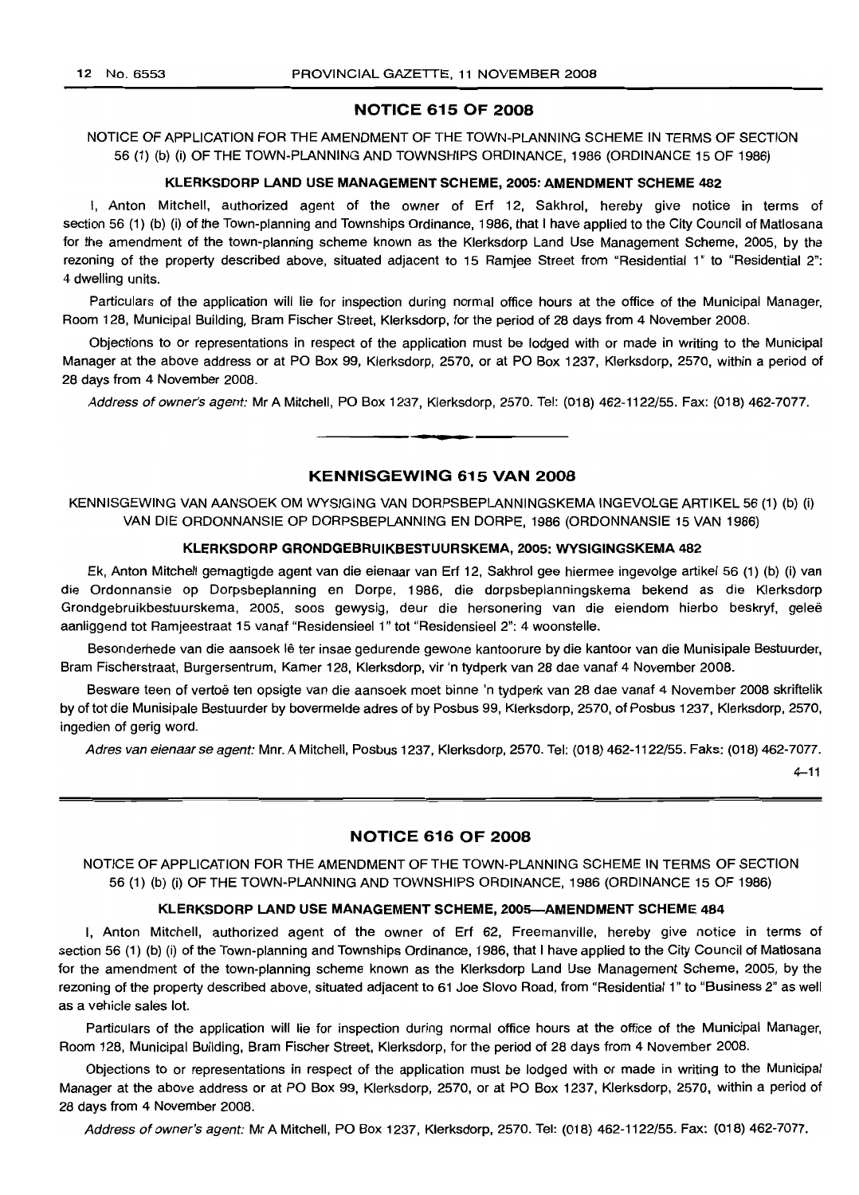## NOTICE 615 OF 2008

NOTICE OF APPLICATION FOR THE AMENDMENT OF THE TOWN-PLANNING SCHEME IN TERMS OF SECTION 56 (1) (b) (i) OF THE TOWN-PLANNING AND TOWNSHIPS ORDINANCE, 1986 (ORDINANCE 15 OF 1986)

**KLERKSDORP LAND USE MANAGEMENT SCHEME, 2005: AMENDMENT SCHEME 482**

I, Anton Mitchell, authorized agent of the owner of Erf 12, Sakhrol, hereby give notice in terms of section 56 (1) (b) (i) of the Town-planning and Townships Ordinance, 1986, that I have applied to the City Council of Matlosana for the amendment of the town-planning scheme known as the Klerksdorp Land Use Management Scheme, 2005, by the rezoning of the property described above, situated adjacent to 15 Ramjee Street from "Residential 1" to "Residential 2": 4 dwelling units.

Particulars of the application will lie for inspection during normal office hours at the office of the Municipal Manager, Room 128, Municipal Building, Bram Fischer Street, Klerksdorp, for the period of 28 days from 4 November 2008.

Objections to or representations in respect of the application must be lodged with or made in writing to the Municipal Manager at the above address or at PO Box 99, Klerksdorp, 2570, or at PO Box 1237, Klerksdorp, 2570, within a period of 28 days from 4 November 2008.

*Address of owner's agent:* Mr A Mitchell, PO Box 1237, Klerksdorp, 2570. Tel: (018) 462-1122/55. Fax: (018) 462-7077.

---

## KENNISGEWING 615 VAN 2008

KENNISGEWING VAN AANSOEK OM WYSIGING VAN DORPSBEPLANNINGSKEMA INGEVOLGE ARTIKEL 56 (1) (b) (i) VAN DIE ORDONNANSIE OP DORPSBEPLANNING EN DORPE, 1986 (ORDONNANSIE 15 VAN 1986)

**KLERKSDORP GRONDGEBRUIKBESTUURSKEMA, 2005: WYSIGINGSKEMA 482**

Ek, Anton Mitchell gemagtigde agent van die eienaar van Erf 12, Sakhrol gee hiermee ingevolge artikel 56 (1) (b) (i) van die Ordonnansie op Dorpsbeplanning en Dorpe, 1986, die dorpsbeplanningskema bekend as die Klerksdorp Grondgebruikbestuurskema, 2005, soos gewysig, deur die hersonering van die eiendom hierbo beskryf, geleë aanliggend tot Ramjeestraat 15 vanaf "Residensieel 1" tot "Residensieel 2": 4 woonstelle.

Besonderhede van die aansoek lê ter insae gedurende gewone kantoorure by die kantoor van die Munisipale Bestuurder, Bram Fischerstraat, Burgersentrum, Kamer 128, Klerksdorp, vir 'n tydperk van 28 dae vanaf 4 November 2008.

Besware teen of vertoë ten opsigte van die aansoek moet binne 'n tydperk van 28 dae vanaf 4 November 2008 skriftelik by of tot die Munisipale Bestuurder by bovermelde adres of by Posbus 99, Klerksdorp, 2570, of Posbus 1237, Klerksdorp, 2570, ingedien of gerig word.

*Adres van eienaar se agent:* Mnr. A Mitchell, Posbus 1237, Klerksdorp, 2570. Tel: (018) 462-1122/55. Faks: (018) 462-7077.

4–11

---

## NOTICE 616 OF 2008

NOTICE OF APPLICATION FOR THE AMENDMENT OF THE TOWN-PLANNING SCHEME IN TERMS OF SECTION 56 (1) (b) (i) OF THE TOWN-PLANNING AND TOWNSHIPS ORDINANCE, 1986 (ORDINANCE 15 OF 1986)

**KLERKSDORP LAND USE MANAGEMENT SCHEME, 2005—AMENDMENT SCHEME 484**

I, Anton Mitchell, authorized agent of the owner of Erf 62, Freemanville, hereby give notice in terms of section 56 (1) (b) (i) of the Town-planning and Townships Ordinance, 1986, that I have applied to the City Council of Matlosana for the amendment of the town-planning scheme known as the Klerksdorp Land Use Management Scheme, 2005, by the rezoning of the property described above, situated adjacent to 61 Joe Slovo Road, from "Residential 1" to "Business 2" as well as a vehicle sales lot.

Particulars of the application will lie for inspection during normal office hours at the office of the Municipal Manager, Room 128, Municipal Building, Bram Fischer Street, Klerksdorp, for the period of 28 days from 4 November 2008.

Objections to or representations in respect of the application must be lodged with or made in writing to the Municipal Manager at the above address or at PO Box 99, Klerksdorp, 2570, or at PO Box 1237, Klerksdorp, 2570, within a period of 28 days from 4 November 2008.

*Address of owner's agent:* Mr A Mitchell, PO Box 1237, Klerksdorp, 2570. Tel: (018) 462-1122/55. Fax: (018) 462-7077.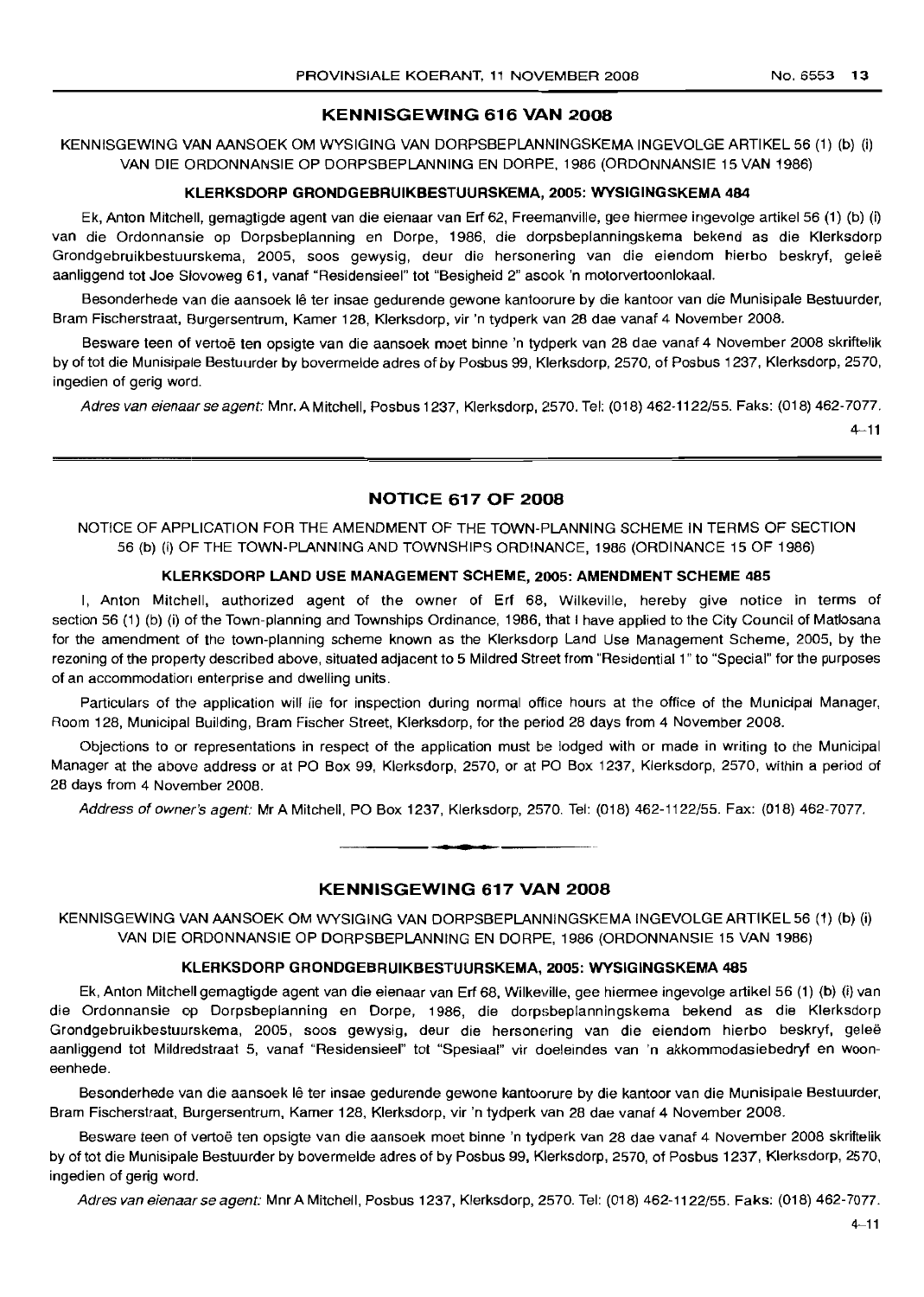## KENNISGEWING 616 VAN 2008

KENNISGEWING VAN AANSOEK OM WYSIGING VAN DORPSBEPLANNINGSKEMA INGEVOLGE ARTIKEL 56 (1) (b) (i) VAN DIE ORDONNANSIE OP DORPSBEPLANNING EN DORPE, 1986 (ORDONNANSIE 15 VAN 1986)

### KLERKSDORP GRONDGEBRUIKBESTUURSKEMA, 2005: WYSIGINGSKEMA 484

Ek, Anton Mitchell, gemagtigde agent van die eienaar van Erf 62, Freemanville, gee hiermee ingevolge artikel 56 (1) (b) (i) van die Ordonnansie op Dorpsbeplanning en Dorpe, 1986, die dorpsbeplanningskema bekend as die Klerksdorp Grondgebruikbestuurskema, 2005, soos gewysig, deur die hersonering van die eiendom hierbo beskryf, geleë aanliggend tot Joe Slovoweg 61, vanaf "Residensieel" tot "Besigheid 2" asook 'n motorvertoonlokaal.

Besonderhede van die aansoek lê ter insae gedurende gewone kantoorure by die kantoor van die Munisipale Bestuurder, Bram Fischerstraat, Burgersentrum, Kamer 128, Klerksdorp, vir 'n tydperk van 28 dae vanaf 4 November 2008.

Besware teen of vertoë ten opsigte van die aansoek moet binne 'n tydperk van 28 dae vanaf 4 November 2008 skriftelik by of tot die Munisipale Bestuurder by bovermelde adres of by Posbus 99, Klerksdorp, 2570, of Posbus 1237, Klerksdorp, 2570, ingedien of gerig word.

*Adres van eienaar se agent:* Mnr. A Mitchell, Posbus 1237, Klerksdorp, 2570. Tel: (018) 462-1122/55. Faks: (018) 462-7077.

4–11

---

## NOTICE 617 OF 2008

NOTICE OF APPLICATION FOR THE AMENDMENT OF THE TOWN-PLANNING SCHEME IN TERMS OF SECTION 56 (b) (i) OF THE TOWN-PLANNING AND TOWNSHIPS ORDINANCE, 1986 (ORDINANCE 15 OF 1986)

### KLERKSDORP LAND USE MANAGEMENT SCHEME, 2005: AMENDMENT SCHEME 485

I, Anton Mitchell, authorized agent of the owner of Erf 68, Wilkeville, hereby give notice in terms of section 56 (1) (b) (i) of the Town-planning and Townships Ordinance, 1986, that I have applied to the City Council of Matlosana for the amendment of the town-planning scheme known as the Klerksdorp Land Use Management Scheme, 2005, by the rezoning of the property described above, situated adjacent to 5 Mildred Street from "Residential 1" to "Special" for the purposes of an accommodation enterprise and dwelling units.

Particulars of the application will lie for inspection during normal office hours at the office of the Municipal Manager, Room 128, Municipal Building, Bram Fischer Street, Klerksdorp, for the period 28 days from 4 November 2008.

Objections to or representations in respect of the application must be lodged with or made in writing to the Municipal Manager at the above address or at PO Box 99, Klerksdorp, 2570, or at PO Box 1237, Klerksdorp, 2570, within a period of 28 days from 4 November 2008.

*Address of owner's agent:* Mr A Mitchell, PO Box 1237, Klerksdorp, 2570. Tel: (018) 462-1122/55. Fax: (018) 462-7077.

---

## KENNISGEWING 617 VAN 2008

KENNISGEWING VAN AANSOEK OM WYSIGING VAN DORPSBEPLANNINGSKEMA INGEVOLGE ARTIKEL 56 (1) (b) (i) VAN DIE ORDONNANSIE OP DORPSBEPLANNING EN DORPE, 1986 (ORDONNANSIE 15 VAN 1986)

### KLERKSDORP GRONDGEBRUIKBESTUURSKEMA, 2005: WYSIGINGSKEMA 485

Ek, Anton Mitchell gemagtigde agent van die eienaar van Erf 68, Wilkeville, gee hiermee ingevolge artikel 56 (1) (b) (i) van die Ordonnansie op Dorpsbeplanning en Dorpe, 1986, die dorpsbeplanningskema bekend as die Klerksdorp Grondgebruikbestuurskema, 2005, soos gewysig, deur die hersonering van die eiendom hierbo beskryf, geleë aanliggend tot Mildredstraat 5, vanaf "Residensieel" tot "Spesiaal" vir doeleindes van 'n akkommodasiebedryf en wooneenhede.

Besonderhede van die aansoek lê ter insae gedurende gewone kantoorure by die kantoor van die Munisipale Bestuurder, Bram Fischerstraat, Burgersentrum, Kamer 128, Klerksdorp, vir 'n tydperk van 28 dae vanaf 4 November 2008.

Besware teen of vertoë ten opsigte van die aansoek moet binne 'n tydperk van 28 dae vanaf 4 November 2008 skriftelik by of tot die Munisipale Bestuurder by bovermelde adres of by Posbus 99, Klerksdorp, 2570, of Posbus 1237, Klerksdorp, 2570, ingedien of gerig word.

*Adres van eienaar se agent:* Mnr A Mitchell, Posbus 1237, Klerksdorp, 2570. Tel: (018) 462-1122/55. Faks: (018) 462-7077.

4–11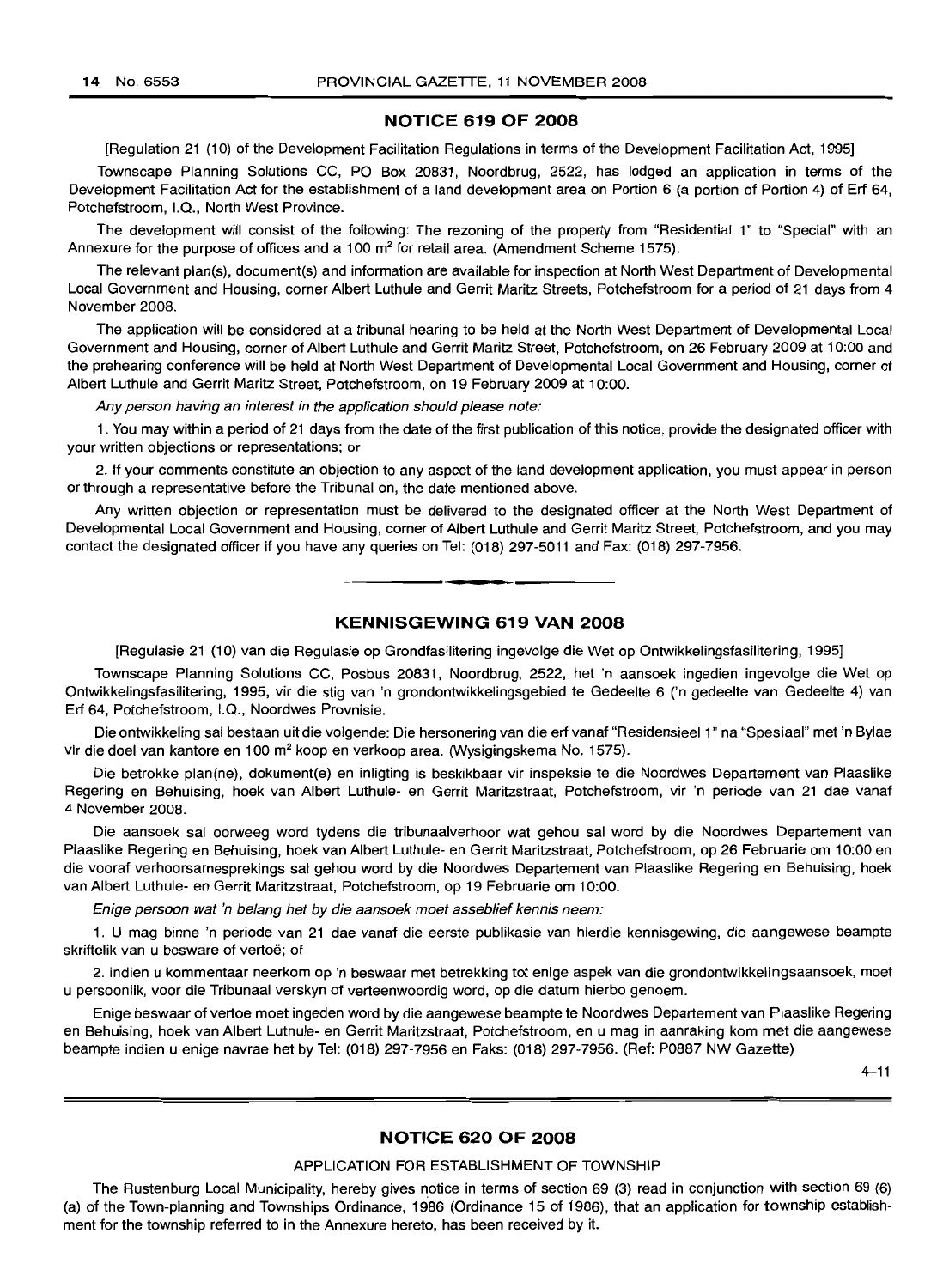## NOTICE 619 OF 2008

[Regulation 21 (10) of the Development Facilitation Regulations in terms of the Development Facilitation Act, 1995]

Townscape Planning Solutions CC, PO Box 20831, Noordbrug, 2522, has lodged an application in terms of the Development Facilitation Act for the establishment of a land development area on Portion 6 (a portion of Portion 4) of Erf 64, Potchefstroom, I.Q., North West Province.

The development will consist of the following: The rezoning of the property from "Residential 1" to "Special" with an Annexure for the purpose of offices and a 100 m$^2$ for retail area. (Amendment Scheme 1575).

The relevant plan(s), document(s) and information are available for inspection at North West Department of Developmental Local Government and Housing, corner Albert Luthule and Gerrit Maritz Streets, Potchefstroom for a period of 21 days from 4 November 2008.

The application will be considered at a tribunal hearing to be held at the North West Department of Developmental Local Government and Housing, corner of Albert Luthule and Gerrit Maritz Street, Potchefstroom, on 26 February 2009 at 10:00 and the prehearing conference will be held at North West Department of Developmental Local Government and Housing, corner of Albert Luthule and Gerrit Maritz Street, Potchefstroom, on 19 February 2009 at 10:00.

*Any person having an interest in the application should please note:*

1. You may within a period of 21 days from the date of the first publication of this notice, provide the designated officer with your written objections or representations; or

2. If your comments constitute an objection to any aspect of the land development application, you must appear in person or through a representative before the Tribunal on, the date mentioned above.

Any written objection or representation must be delivered to the designated officer at the North West Department of Developmental Local Government and Housing, corner of Albert Luthule and Gerrit Maritz Street, Potchefstroom, and you may contact the designated officer if you have any queries on Tel: (018) 297-5011 and Fax: (018) 297-7956.

---

## KENNISGEWING 619 VAN 2008

[Regulasie 21 (10) van die Regulasie op Grondfasilitering ingevolge die Wet op Ontwikkelingsfasilitering, 1995]

Townscape Planning Solutions CC, Posbus 20831, Noordbrug, 2522, het 'n aansoek ingedien ingevolge die Wet op Ontwikkelingsfasilitering, 1995, vir die stig van 'n grondontwikkelingsgebied te Gedeelte 6 ('n gedeelte van Gedeelte 4) van Erf 64, Potchefstroom, I.Q., Noordwes Provnisie.

Die ontwikkeling sal bestaan uit die volgende: Die hersonering van die erf vanaf "Residensieel 1" na "Spesiaal" met 'n Bylae vir die doel van kantore en 100 m$^2$ koop en verkoop area. (Wysigingskema No. 1575).

Die betrokke plan(ne), dokument(e) en inligting is beskikbaar vir inspeksie te die Noordwes Departement van Plaaslike Regering en Behuising, hoek van Albert Luthule- en Gerrit Maritzstraat, Potchefstroom, vir 'n periode van 21 dae vanaf 4 November 2008.

Die aansoek sal oorweeg word tydens die tribunaalverhoor wat gehou sal word by die Noordwes Departement van Plaaslike Regering en Behuising, hoek van Albert Luthule- en Gerrit Maritzstraat, Potchefstroom, op 26 Februarie om 10:00 en die vooraf verhoorsamesprekings sal gehou word by die Noordwes Departement van Plaaslike Regering en Behuising, hoek van Albert Luthule- en Gerrit Maritzstraat, Potchefstroom, op 19 Februarie om 10:00.

*Enige persoon wat 'n belang het by die aansoek moet asseblief kennis neem:*

1. U mag binne 'n periode van 21 dae vanaf die eerste publikasie van hierdie kennisgewing, die aangewese beampte skriftelik van u besware of vertoë; of

2. indien u kommentaar neerkom op 'n beswaar met betrekking tot enige aspek van die grondontwikkelingsaansoek, moet u persoonlik, voor die Tribunaal verskyn of verteenwoordig word, op die datum hierbo genoem.

Enige beswaar of vertoe moet ingedien word by die aangewese beampte te Noordwes Departement van Plaaslike Regering en Behuising, hoek van Albert Luthule- en Gerrit Maritzstraat, Potchefstroom, en u mag in aanraking kom met die aangewese beampte indien u enige navrae het by Tel: (018) 297-7956 en Faks: (018) 297-7956. (Ref: P0887 NW Gazette)

4–11

---

## NOTICE 620 OF 2008

APPLICATION FOR ESTABLISHMENT OF TOWNSHIP

The Rustenburg Local Municipality, hereby gives notice in terms of section 69 (3) read in conjunction with section 69 (6) (a) of the Town-planning and Townships Ordinance, 1986 (Ordinance 15 of 1986), that an application for township establishment for the township referred to in the Annexure hereto, has been received by it.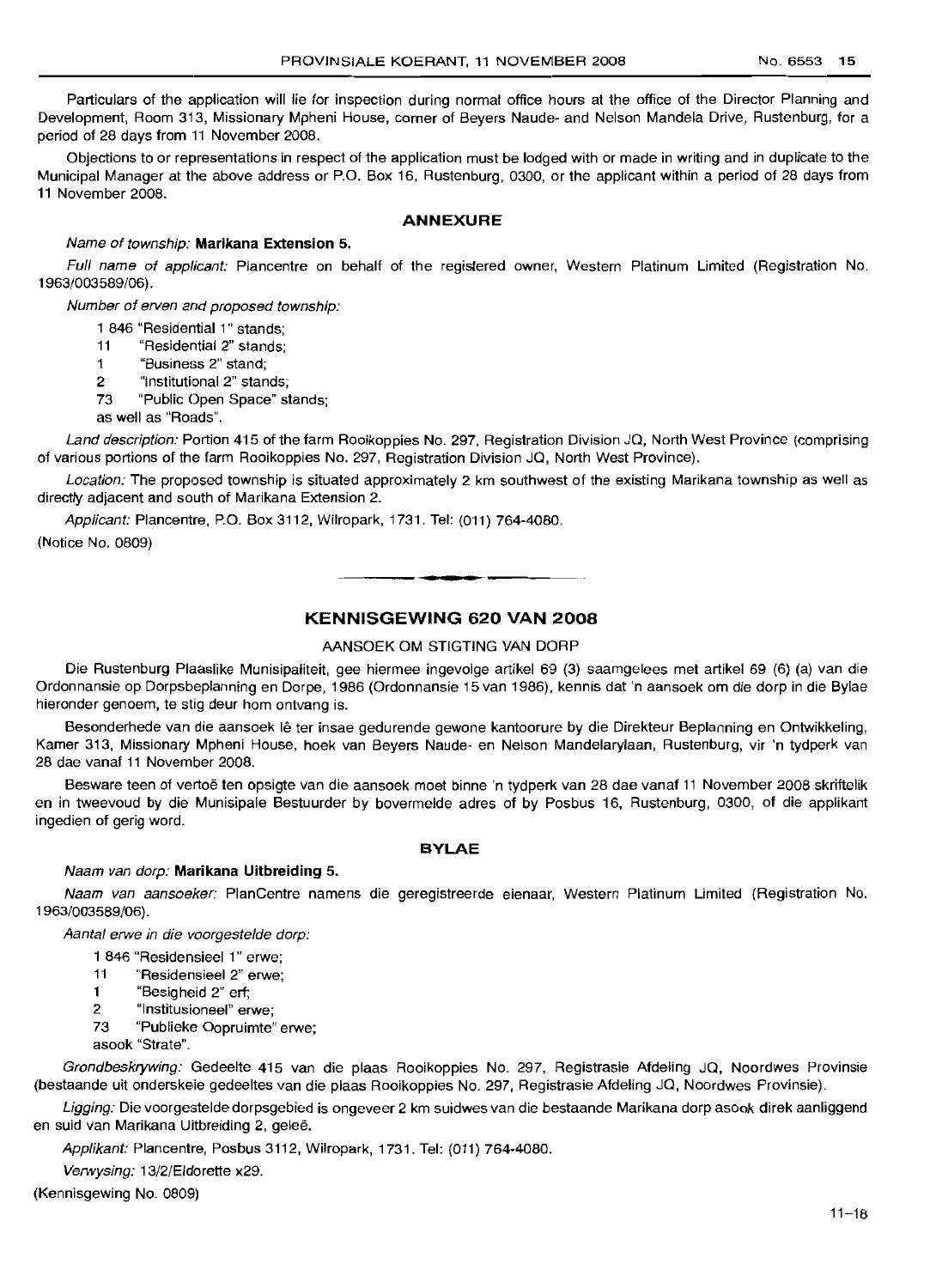Particulars of the application will lie for inspection during normal office hours at the office of the Director Planning and Development, Room 313, Missionary Mpheni House, corner of Beyers Naude- and Nelson Mandela Drive, Rustenburg, for a period of 28 days from 11 November 2008.

Objections to or representations in respect of the application must be lodged with or made in writing and in duplicate to the Municipal Manager at the above address or P.O. Box 16, Rustenburg, 0300, or the applicant within a period of 28 days from 11 November 2008.

## ANNEXURE

*Name of township:* **Marikana Extension 5.**

*Full name of applicant:* Plancentre on behalf of the registered owner, Western Platinum Limited (Registration No. 1963/003589/06).

*Number of erven and proposed township:*

1 846 "Residential 1" stands;
11 "Residential 2" stands;
1 "Business 2" stand;
2 "Institutional 2" stands;
73 "Public Open Space" stands;
as well as "Roads".

*Land description:* Portion 415 of the farm Rooikoppies No. 297, Registration Division JQ, North West Province (comprising of various portions of the farm Rooikoppies No. 297, Registration Division JQ, North West Province).

*Location:* The proposed township is situated approximately 2 km southwest of the existing Marikana township as well as directly adjacent and south of Marikana Extension 2.

*Applicant:* Plancentre, P.O. Box 3112, Wilropark, 1731. Tel: (011) 764-4080.

(Notice No. 0809)

---

## KENNISGEWING 620 VAN 2008

AANSOEK OM STIGTING VAN DORP

Die Rustenburg Plaaslike Munisipaliteit, gee hiermee ingevolge artikel 69 (3) saamgelees met artikel 69 (6) (a) van die Ordonnansie op Dorpsbeplanning en Dorpe, 1986 (Ordonnansie 15 van 1986), kennis dat 'n aansoek om die dorp in die Bylae hieronder genoem, te stig deur hom ontvang is.

Besonderhede van die aansoek lê ter insae gedurende gewone kantoorure by die Direkteur Beplanning en Ontwikkeling, Kamer 313, Missionary Mpheni House, hoek van Beyers Naude- en Nelson Mandelarylaan, Rustenburg, vir 'n tydperk van 28 dae vanaf 11 November 2008.

Besware teen of vertoë ten opsigte van die aansoek moet binne 'n tydperk van 28 dae vanaf 11 November 2008 skriftelik en in tweevoud by die Munisipale Bestuurder by bovermelde adres of by Posbus 16, Rustenburg, 0300, of die applikant ingedien of gerig word.

## BYLAE

*Naam van dorp:* **Marikana Uitbreiding 5.**

*Naam van aansoeker:* PlanCentre namens die geregistreerde eienaar, Western Platinum Limited (Registration No. 1963/003589/06).

*Aantal erwe in die voorgestelde dorp:*

1 846 "Residensieel 1" erwe;
11 "Residensieel 2" erwe;
1 "Besigheid 2" erf;
2 "Institusioneel" erwe;
73 "Publieke Oopruimte" erwe;
asook "Strate".

*Grondbeskrywing:* Gedeelte 415 van die plaas Rooikoppies No. 297, Registrasie Afdeling JQ, Noordwes Provinsie (bestaande uit onderskeie gedeeltes van die plaas Rooikoppies No. 297, Registrasie Afdeling JQ, Noordwes Provinsie).

*Ligging:* Die voorgestelde dorpsgebied is ongeveer 2 km suidwes van die bestaande Marikana dorp asook direk aanliggend en suid van Marikana Uitbreiding 2, geleë.

*Applikant:* Plancentre, Posbus 3112, Wilropark, 1731. Tel: (011) 764-4080.

*Verwysing:* 13/2/Eldorette x29.

(Kennisgewing No. 0809)

11–18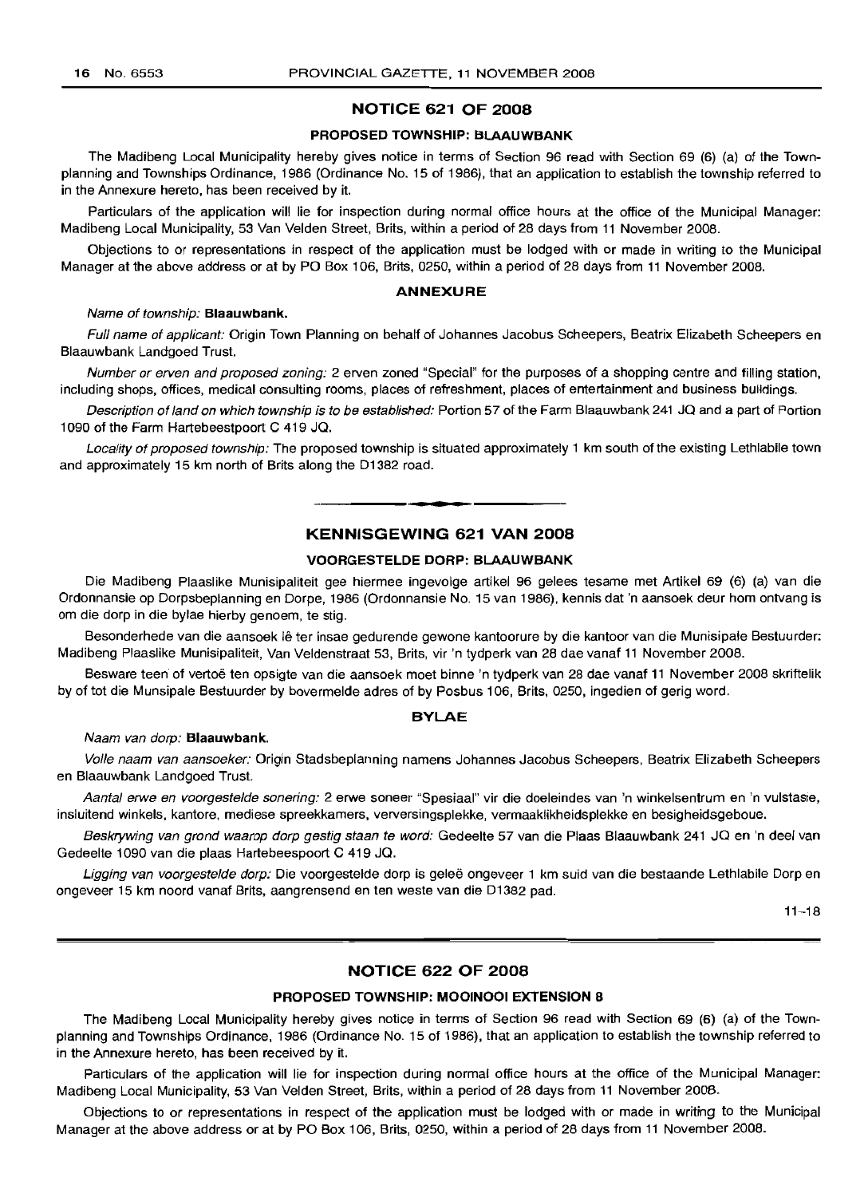## NOTICE 621 OF 2008

### PROPOSED TOWNSHIP: BLAAUWBANK

The Madibeng Local Municipality hereby gives notice in terms of Section 96 read with Section 69 (6) (a) of the Town-planning and Townships Ordinance, 1986 (Ordinance No. 15 of 1986), that an application to establish the township referred to in the Annexure hereto, has been received by it.

Particulars of the application will lie for inspection during normal office hours at the office of the Municipal Manager: Madibeng Local Municipality, 53 Van Velden Street, Brits, within a period of 28 days from 11 November 2008.

Objections to or representations in respect of the application must be lodged with or made in writing to the Municipal Manager at the above address or at by PO Box 106, Brits, 0250, within a period of 28 days from 11 November 2008.

### ANNEXURE

*Name of township:* **Blaauwbank.**

*Full name of applicant:* Origin Town Planning on behalf of Johannes Jacobus Scheepers, Beatrix Elizabeth Scheepers en Blaauwbank Landgoed Trust.

*Number or erven and proposed zoning:* 2 erven zoned "Special" for the purposes of a shopping centre and filling station, including shops, offices, medical consulting rooms, places of refreshment, places of entertainment and business buildings.

*Description of land on which township is to be established:* Portion 57 of the Farm Blaauwbank 241 JQ and a part of Portion 1090 of the Farm Hartebeestpoort C 419 JQ.

*Locality of proposed township:* The proposed township is situated approximately 1 km south of the existing Lethlabile town and approximately 15 km north of Brits along the D1382 road.

---

## KENNISGEWING 621 VAN 2008

### VOORGESTELDE DORP: BLAAUWBANK

Die Madibeng Plaaslike Munisipaliteit gee hiermee ingevolge artikel 96 gelees tesame met Artikel 69 (6) (a) van die Ordonnansie op Dorpsbeplanning en Dorpe, 1986 (Ordonnansie No. 15 van 1986), kennis dat 'n aansoek deur hom ontvang is om die dorp in die bylae hierby genoem, te stig.

Besonderhede van die aansoek lê ter insae gedurende gewone kantoorure by die kantoor van die Munisipale Bestuurder: Madibeng Plaaslike Munisipaliteit, Van Veldenstraat 53, Brits, vir 'n tydperk van 28 dae vanaf 11 November 2008.

Besware teen of vertoë ten opsigte van die aansoek moet binne 'n tydperk van 28 dae vanaf 11 November 2008 skriftelik by of tot die Munsipale Bestuurder by bovermelde adres of by Posbus 106, Brits, 0250, ingedien of gerig word.

### BYLAE

*Naam van dorp:* **Blaauwbank.**

*Volle naam van aansoeker:* Origin Stadsbeplanning namens Johannes Jacobus Scheepers, Beatrix Elizabeth Scheepers en Blaauwbank Landgoed Trust.

*Aantal erwe en voorgestelde sonering:* 2 erwe soneer "Spesiaal" vir die doeleindes van 'n winkelsentrum en 'n vulstasie, insluitend winkels, kantore, mediese spreekkamers, verversingsplekke, vermaaklikheidsplekke en besigheidsgeboue.

*Beskrywing van grond waarop dorp gestig staan te word:* Gedeelte 57 van die Plaas Blaauwbank 241 JQ en 'n deel van Gedeelte 1090 van die plaas Hartebeespoort C 419 JQ.

*Ligging van voorgestelde dorp:* Die voorgestelde dorp is geleë ongeveer 1 km suid van die bestaande Lethlabile Dorp en ongeveer 15 km noord vanaf Brits, aangrensend en ten weste van die D1382 pad.

11–18

---

## NOTICE 622 OF 2008

### PROPOSED TOWNSHIP: MOOINOOI EXTENSION 8

The Madibeng Local Municipality hereby gives notice in terms of Section 96 read with Section 69 (6) (a) of the Town-planning and Townships Ordinance, 1986 (Ordinance No. 15 of 1986), that an application to establish the township referred to in the Annexure hereto, has been received by it.

Particulars of the application will lie for inspection during normal office hours at the office of the Municipal Manager: Madibeng Local Municipality, 53 Van Velden Street, Brits, within a period of 28 days from 11 November 2008.

Objections to or representations in respect of the application must be lodged with or made in writing to the Municipal Manager at the above address or at by PO Box 106, Brits, 0250, within a period of 28 days from 11 November 2008.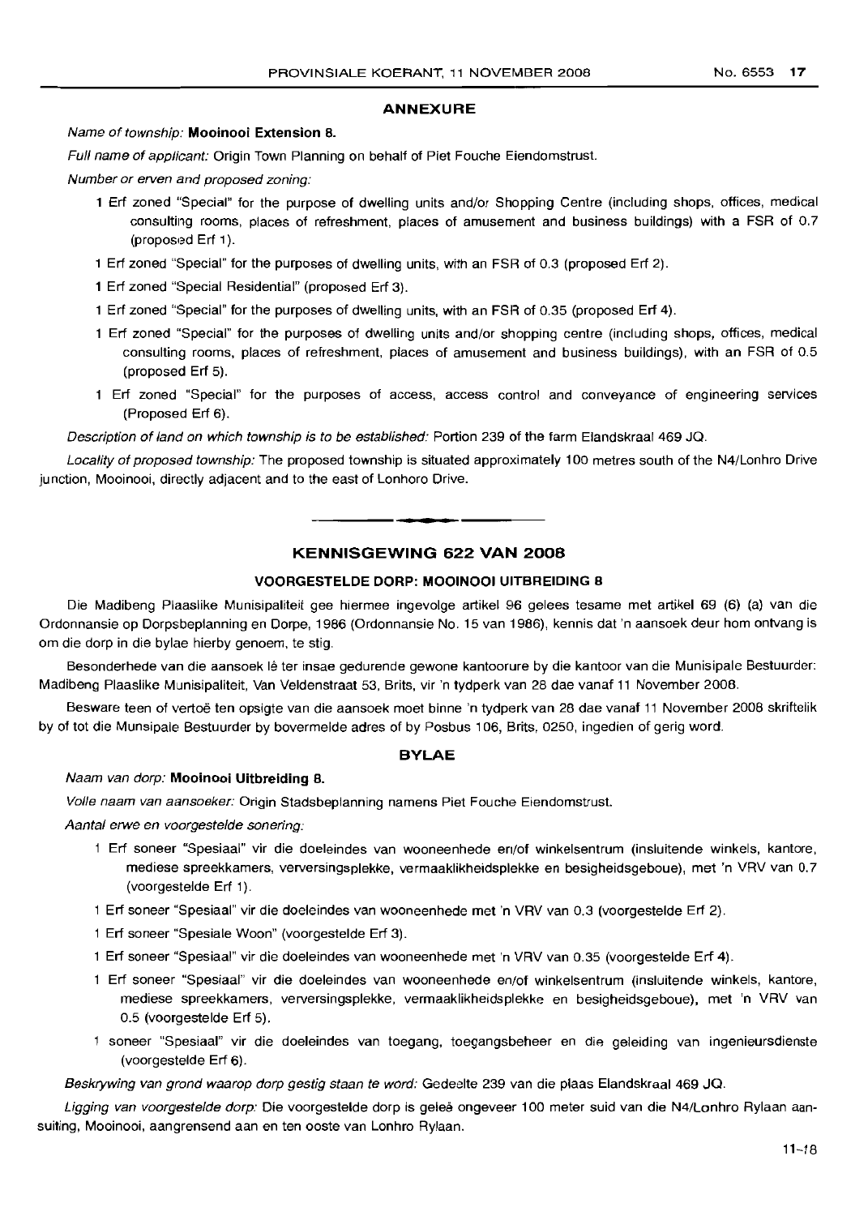## ANNEXURE

*Name of township:* **Mooinooi Extension 8.**

*Full name of applicant:* Origin Town Planning on behalf of Piet Fouche Eiendomstrust.

*Number or erven and proposed zoning:*

- 1 Erf zoned "Special" for the purpose of dwelling units and/or Shopping Centre (including shops, offices, medical consulting rooms, places of refreshment, places of amusement and business buildings) with a FSR of 0.7 (proposed Erf 1).
- 1 Erf zoned "Special" for the purposes of dwelling units, with an FSR of 0.3 (proposed Erf 2).
- 1 Erf zoned "Special Residential" (proposed Erf 3).
- 1 Erf zoned "Special" for the purposes of dwelling units, with an FSR of 0.35 (proposed Erf 4).
- 1 Erf zoned "Special" for the purposes of dwelling units and/or shopping centre (including shops, offices, medical consulting rooms, places of refreshment, places of amusement and business buildings), with an FSR of 0.5 (proposed Erf 5).
- 1 Erf zoned "Special" for the purposes of access, access control and conveyance of engineering services (Proposed Erf 6).

*Description of land on which township is to be established:* Portion 239 of the farm Elandskraal 469 JQ.

*Locality of proposed township:* The proposed township is situated approximately 100 metres south of the N4/Lonhro Drive junction, Mooinooi, directly adjacent and to the east of Lonhoro Drive.

---

## KENNISGEWING 622 VAN 2008

### VOORGESTELDE DORP: MOOINOOI UITBREIDING 8

Die Madibeng Plaaslike Munisipaliteit gee hiermee ingevolge artikel 96 gelees tesame met artikel 69 (6) (a) van die Ordonnansie op Dorpsbeplanning en Dorpe, 1986 (Ordonnansie No. 15 van 1986), kennis dat 'n aansoek deur hom ontvang is om die dorp in die bylae hierby genoem, te stig.

Besonderhede van die aansoek lê ter insae gedurende gewone kantoorure by die kantoor van die Munisipale Bestuurder: Madibeng Plaaslike Munisipaliteit, Van Veldenstraat 53, Brits, vir 'n tydperk van 28 dae vanaf 11 November 2008.

Besware teen of vertoë ten opsigte van die aansoek moet binne 'n tydperk van 28 dae vanaf 11 November 2008 skriftelik by of tot die Munsipale Bestuurder by bovermelde adres of by Posbus 106, Brits, 0250, ingedien of gerig word.

## BYLAE

*Naam van dorp:* **Mooinooi Uitbreiding 8.**

*Volle naam van aansoeker:* Origin Stadsbeplanning namens Piet Fouche Eiendomstrust.

*Aantal erwe en voorgestelde sonering:*

- 1 Erf soneer "Spesiaal" vir die doeleindes van wooneenhede en/of winkelsentrum (insluitende winkels, kantore, mediese spreekkamers, verversingsplekke, vermaaklikheidsplekke en besigheidsgeboue), met 'n VRV van 0.7 (voorgestelde Erf 1).
- 1 Erf soneer "Spesiaal" vir die doeleindes van wooneenhede met 'n VRV van 0.3 (voorgestelde Erf 2).
- 1 Erf soneer "Spesiale Woon" (voorgestelde Erf 3).
- 1 Erf soneer "Spesiaal" vir die doeleindes van wooneenhede met 'n VRV van 0.35 (voorgestelde Erf 4).
- 1 Erf soneer "Spesiaal" vir die doeleindes van wooneenhede en/of winkelsentrum (insluitende winkels, kantore, mediese spreekkamers, verversingsplekke, vermaaklikheidsplekke en besigheidsgeboue), met 'n VRV van 0.5 (voorgestelde Erf 5).
- 1 soneer "Spesiaal" vir die doeleindes van toegang, toegangsbeheer en die geleiding van ingenieursdienste (voorgestelde Erf 6).

*Beskrywing van grond waarop dorp gestig staan te word:* Gedeelte 239 van die plaas Elandskraal 469 JQ.

*Ligging van voorgestelde dorp:* Die voorgestelde dorp is geleë ongeveer 100 meter suid van die N4/Lonhro Rylaan aansuiting, Mooinooi, aangrensend aan en ten ooste van Lonhro Rylaan.

11–18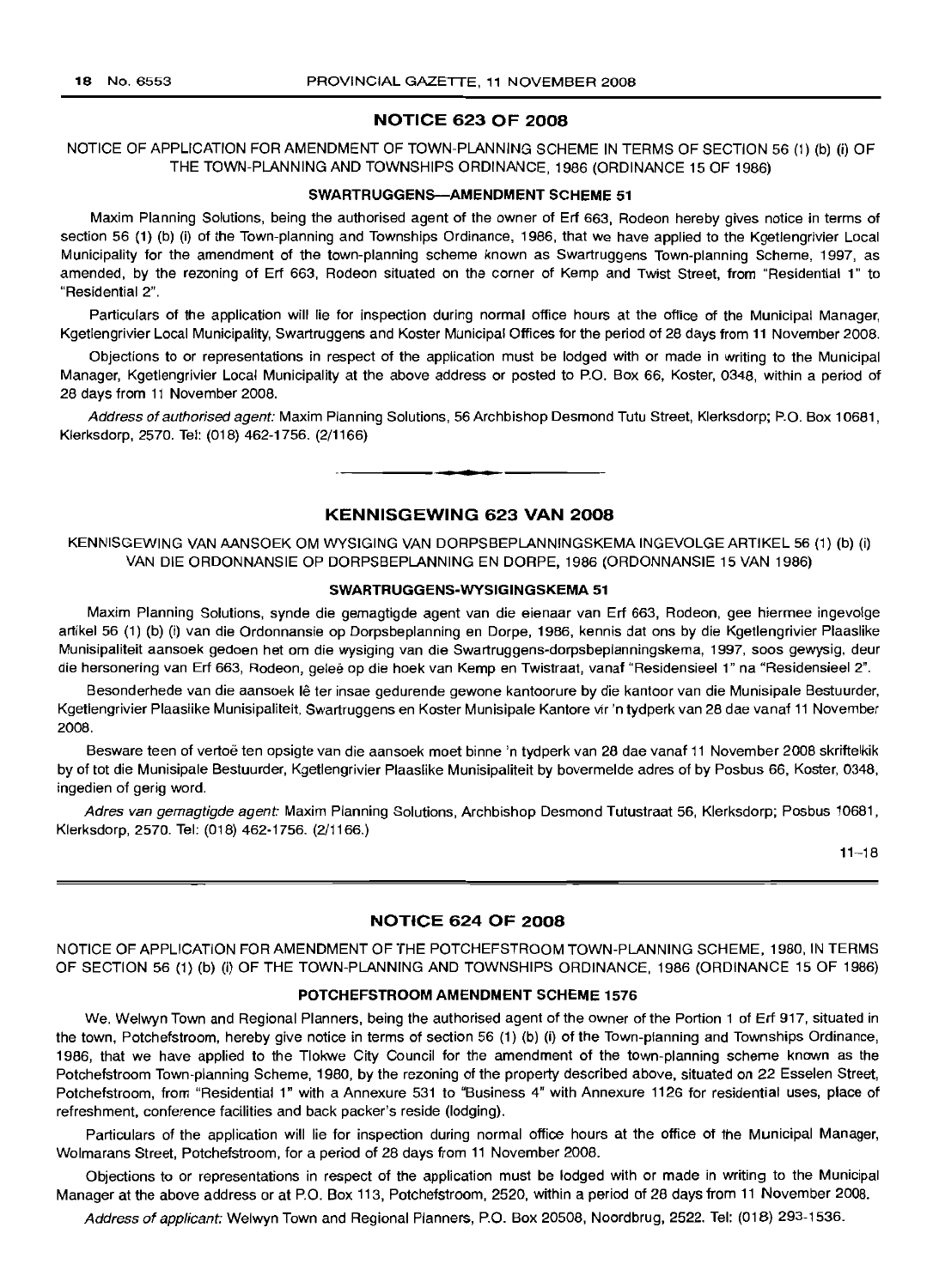## NOTICE 623 OF 2008

NOTICE OF APPLICATION FOR AMENDMENT OF TOWN-PLANNING SCHEME IN TERMS OF SECTION 56 (1) (b) (i) OF THE TOWN-PLANNING AND TOWNSHIPS ORDINANCE, 1986 (ORDINANCE 15 OF 1986)

### SWARTRUGGENS—AMENDMENT SCHEME 51

Maxim Planning Solutions, being the authorised agent of the owner of Erf 663, Rodeon hereby gives notice in terms of section 56 (1) (b) (i) of the Town-planning and Townships Ordinance, 1986, that we have applied to the Kgetlengrivier Local Municipality for the amendment of the town-planning scheme known as Swartruggens Town-planning Scheme, 1997, as amended, by the rezoning of Erf 663, Rodeon situated on the corner of Kemp and Twist Street, from "Residential 1" to "Residential 2".

Particulars of the application will lie for inspection during normal office hours at the office of the Municipal Manager, Kgetlengrivier Local Municipality, Swartruggens and Koster Municipal Offices for the period of 28 days from 11 November 2008.

Objections to or representations in respect of the application must be lodged with or made in writing to the Municipal Manager, Kgetlengrivier Local Municipality at the above address or posted to P.O. Box 66, Koster, 0348, within a period of 28 days from 11 November 2008.

*Address of authorised agent:* Maxim Planning Solutions, 56 Archbishop Desmond Tutu Street, Klerksdorp; P.O. Box 10681, Klerksdorp, 2570. Tel: (018) 462-1756. (2/1166)

---

## KENNISGEWING 623 VAN 2008

KENNISGEWING VAN AANSOEK OM WYSIGING VAN DORPSBEPLANNINGSKEMA INGEVOLGE ARTIKEL 56 (1) (b) (i) VAN DIE ORDONNANSIE OP DORPSBEPLANNING EN DORPE, 1986 (ORDONNANSIE 15 VAN 1986)

### SWARTRUGGENS-WYSIGINGSKEMA 51

Maxim Planning Solutions, synde die gemagtigde agent van die eienaar van Erf 663, Rodeon, gee hiermee ingevolge artikel 56 (1) (b) (i) van die Ordonnansie op Dorpsbeplanning en Dorpe, 1986, kennis dat ons by die Kgetlengrivier Plaaslike Munisipaliteit aansoek gedoen het om die wysiging van die Swartruggens-dorpsbeplanningskema, 1997, soos gewysig, deur die hersonering van Erf 663, Rodeon, geleë op die hoek van Kemp en Twistraat, vanaf "Residensieel 1" na "Residensieel 2".

Besonderhede van die aansoek lê ter insae gedurende gewone kantoorure by die kantoor van die Munisipale Bestuurder, Kgetlengrivier Plaaslike Munisipaliteit, Swartruggens en Koster Munisipale Kantore vir 'n tydperk van 28 dae vanaf 11 November 2008.

Besware teen of vertoë ten opsigte van die aansoek moet binne 'n tydperk van 28 dae vanaf 11 November 2008 skriftelkik by of tot die Munisipale Bestuurder, Kgetlengrivier Plaaslike Munisipaliteit by bovermelde adres of by Posbus 66, Koster, 0348, ingedien of gerig word.

*Adres van gemagtigde agent:* Maxim Planning Solutions, Archbishop Desmond Tutustraat 56, Klerksdorp; Posbus 10681, Klerksdorp, 2570. Tel: (018) 462-1756. (2/1166.)

11–18

---

## NOTICE 624 OF 2008

NOTICE OF APPLICATION FOR AMENDMENT OF THE POTCHEFSTROOM TOWN-PLANNING SCHEME, 1980, IN TERMS OF SECTION 56 (1) (b) (i) OF THE TOWN-PLANNING AND TOWNSHIPS ORDINANCE, 1986 (ORDINANCE 15 OF 1986)

### POTCHEFSTROOM AMENDMENT SCHEME 1576

We, Welwyn Town and Regional Planners, being the authorised agent of the owner of the Portion 1 of Erf 917, situated in the town, Potchefstroom, hereby give notice in terms of section 56 (1) (b) (i) of the Town-planning and Townships Ordinance, 1986, that we have applied to the Tlokwe City Council for the amendment of the town-planning scheme known as the Potchefstroom Town-planning Scheme, 1980, by the rezoning of the property described above, situated on 22 Esselen Street, Potchefstroom, from "Residential 1" with a Annexure 531 to "Business 4" with Annexure 1126 for residential uses, place of refreshment, conference facilities and back packer's reside (lodging).

Particulars of the application will lie for inspection during normal office hours at the office of the Municipal Manager, Wolmarans Street, Potchefstroom, for a period of 28 days from 11 November 2008.

Objections to or representations in respect of the application must be lodged with or made in writing to the Municipal Manager at the above address or at P.O. Box 113, Potchefstroom, 2520, within a period of 28 days from 11 November 2008.

*Address of applicant:* Welwyn Town and Regional Planners, P.O. Box 20508, Noordbrug, 2522. Tel: (018) 293-1536.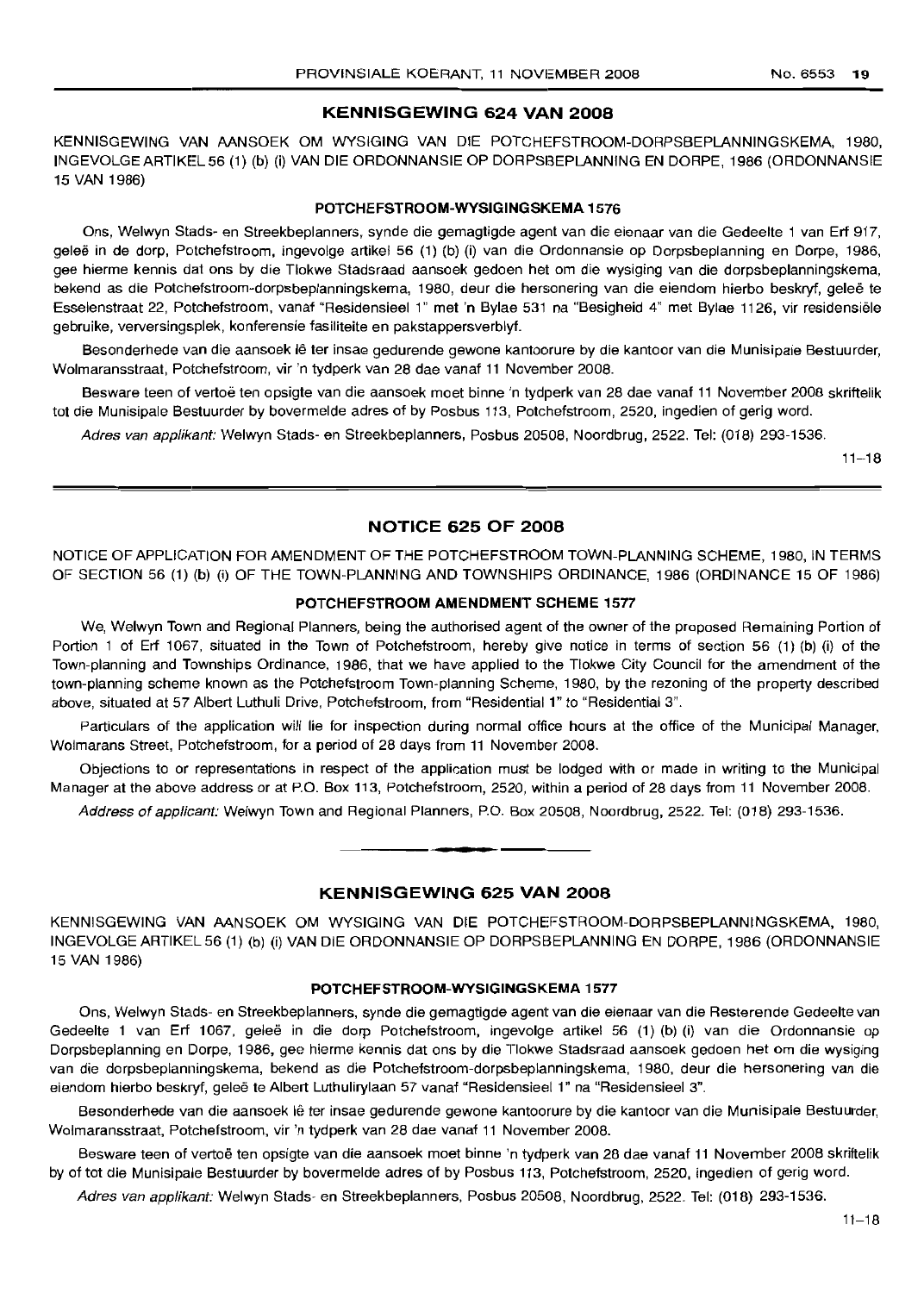## KENNISGEWING 624 VAN 2008

KENNISGEWING VAN AANSOEK OM WYSIGING VAN DIE POTCHEFSTROOM-DORPSBEPLANNINGSKEMA, 1980, INGEVOLGE ARTIKEL 56 (1) (b) (i) VAN DIE ORDONNANSIE OP DORPSBEPLANNING EN DORPE, 1986 (ORDONNANSIE 15 VAN 1986)

### POTCHEFSTROOM-WYSIGINGSKEMA 1576

Ons, Welwyn Stads- en Streekbeplanners, synde die gemagtigde agent van die eienaar van die Gedeelte 1 van Erf 917, geleë in de dorp, Potchefstroom, ingevolge artikel 56 (1) (b) (i) van die Ordonnansie op Dorpsbeplanning en Dorpe, 1986, gee hierme kennis dat ons by die Tlokwe Stadsraad aansoek gedoen het om die wysiging van die dorpsbeplanningskema, bekend as die Potchefstroom-dorpsbeplanningskema, 1980, deur die hersonering van die eiendom hierbo beskryf, geleë te Esselenstraat 22, Potchefstroom, vanaf "Residensieel 1" met 'n Bylae 531 na "Besigheid 4" met Bylae 1126, vir residensiële gebruike, verversingsplek, konferensie fasiliteite en pakstappersverblyf.

Besonderhede van die aansoek lê ter insae gedurende gewone kantoorure by die kantoor van die Munisipale Bestuurder, Wolmaransstraat, Potchefstroom, vir 'n tydperk van 28 dae vanaf 11 November 2008.

Besware teen of vertoë ten opsigte van die aansoek moet binne 'n tydperk van 28 dae vanaf 11 November 2008 skriftelik tot die Munisipale Bestuurder by bovermelde adres of by Posbus 113, Potchefstroom, 2520, ingedien of gerig word.

*Adres van applikant:* Welwyn Stads- en Streekbeplanners, Posbus 20508, Noordbrug, 2522. Tel: (018) 293-1536.

11–18

## NOTICE 625 OF 2008

NOTICE OF APPLICATION FOR AMENDMENT OF THE POTCHEFSTROOM TOWN-PLANNING SCHEME, 1980, IN TERMS OF SECTION 56 (1) (b) (i) OF THE TOWN-PLANNING AND TOWNSHIPS ORDINANCE, 1986 (ORDINANCE 15 OF 1986)

### POTCHEFSTROOM AMENDMENT SCHEME 1577

We, Welwyn Town and Regional Planners, being the authorised agent of the owner of the proposed Remaining Portion of Portion 1 of Erf 1067, situated in the Town of Potchefstroom, hereby give notice in terms of section 56 (1) (b) (i) of the Town-planning and Townships Ordinance, 1986, that we have applied to the Tlokwe City Council for the amendment of the town-planning scheme known as the Potchefstroom Town-planning Scheme, 1980, by the rezoning of the property described above, situated at 57 Albert Luthuli Drive, Potchefstroom, from "Residential 1" to "Residential 3".

Particulars of the application will lie for inspection during normal office hours at the office of the Municipal Manager, Wolmarans Street, Potchefstroom, for a period of 28 days from 11 November 2008.

Objections to or representations in respect of the application must be lodged with or made in writing to the Municipal Manager at the above address or at P.O. Box 113, Potchefstroom, 2520, within a period of 28 days from 11 November 2008.

*Address of applicant:* Welwyn Town and Regional Planners, P.O. Box 20508, Noordbrug, 2522. Tel: (018) 293-1536.

## KENNISGEWING 625 VAN 2008

KENNISGEWING VAN AANSOEK OM WYSIGING VAN DIE POTCHEFSTROOM-DORPSBEPLANNINGSKEMA, 1980, INGEVOLGE ARTIKEL 56 (1) (b) (i) VAN DIE ORDONNANSIE OP DORPSBEPLANNING EN DORPE, 1986 (ORDONNANSIE 15 VAN 1986)

### POTCHEFSTROOM-WYSIGINGSKEMA 1577

Ons, Welwyn Stads- en Streekbeplanners, synde die gemagtigde agent van die eienaar van die Resterende Gedeelte van Gedeelte 1 van Erf 1067, geleë in die dorp Potchefstroom, ingevolge artikel 56 (1) (b) (i) van die Ordonnansie op Dorpsbeplanning en Dorpe, 1986, gee hierme kennis dat ons by die Tlokwe Stadsraad aansoek gedoen het om die wysiging van die dorpsbeplanningskema, bekend as die Potchefstroom-dorpsbeplanningskema, 1980, deur die hersonering van die eiendom hierbo beskryf, geleë te Albert Luthulirylaan 57 vanaf "Residensieel 1" na "Residensieel 3".

Besonderhede van die aansoek lê ter insae gedurende gewone kantoorure by die kantoor van die Munisipale Bestuurder, Wolmaransstraat, Potchefstroom, vir 'n tydperk van 28 dae vanaf 11 November 2008.

Besware teen of vertoë ten opsigte van die aansoek moet binne 'n tydperk van 28 dae vanaf 11 November 2008 skriftelik by of tot die Munisipale Bestuurder by bovermelde adres of by Posbus 113, Potchefstroom, 2520, ingedien of gerig word.

*Adres van applikant:* Welwyn Stads- en Streekbeplanners, Posbus 20508, Noordbrug, 2522. Tel: (018) 293-1536.

11–18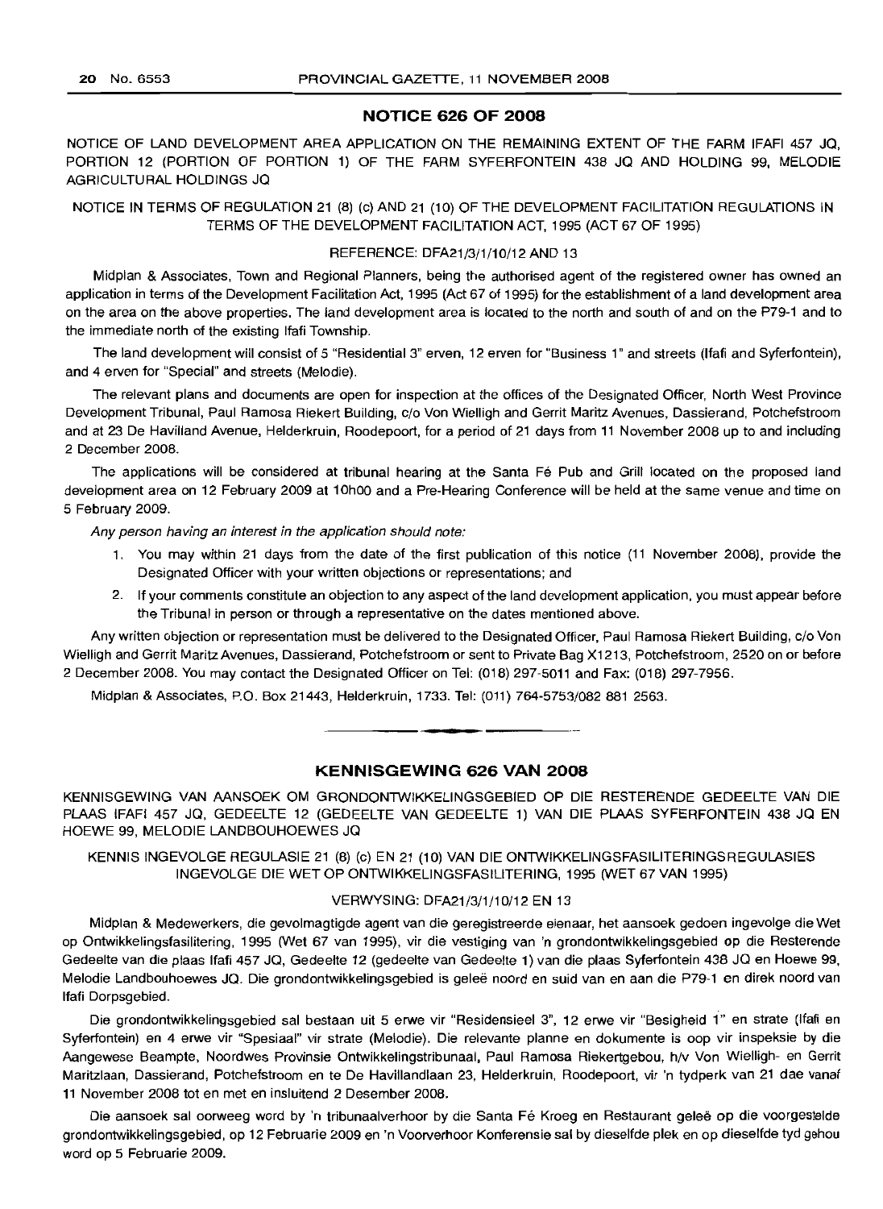## NOTICE 626 OF 2008

NOTICE OF LAND DEVELOPMENT AREA APPLICATION ON THE REMAINING EXTENT OF THE FARM IFAFI 457 JQ, PORTION 12 (PORTION OF PORTION 1) OF THE FARM SYFERFONTEIN 438 JQ AND HOLDING 99, MELODIE AGRICULTURAL HOLDINGS JQ

NOTICE IN TERMS OF REGULATION 21 (8) (c) AND 21 (10) OF THE DEVELOPMENT FACILITATION REGULATIONS IN TERMS OF THE DEVELOPMENT FACILITATION ACT, 1995 (ACT 67 OF 1995)

REFERENCE: DFA21/3/1/10/12 AND 13

Midplan & Associates, Town and Regional Planners, being the authorised agent of the registered owner has owned an application in terms of the Development Facilitation Act, 1995 (Act 67 of 1995) for the establishment of a land development area on the area on the above properties. The land development area is located to the north and south of and on the P79-1 and to the immediate north of the existing Ifafi Township.

The land development will consist of 5 "Residential 3" erven, 12 erven for "Business 1" and streets (Ifafi and Syferfontein), and 4 erven for "Special" and streets (Melodie).

The relevant plans and documents are open for inspection at the offices of the Designated Officer, North West Province Development Tribunal, Paul Ramosa Riekert Building, c/o Von Wielligh and Gerrit Maritz Avenues, Dassierand, Potchefstroom and at 23 De Havilland Avenue, Helderkruin, Roodepoort, for a period of 21 days from 11 November 2008 up to and including 2 December 2008.

The applications will be considered at tribunal hearing at the Santa Fé Pub and Grill located on the proposed land development area on 12 February 2009 at 10h00 and a Pre-Hearing Conference will be held at the same venue and time on 5 February 2009.

*Any person having an interest in the application should note:*

1. You may within 21 days from the date of the first publication of this notice (11 November 2008), provide the Designated Officer with your written objections or representations; and
2. If your comments constitute an objection to any aspect of the land development application, you must appear before the Tribunal in person or through a representative on the dates mentioned above.

Any written objection or representation must be delivered to the Designated Officer, Paul Ramosa Riekert Building, c/o Von Wielligh and Gerrit Maritz Avenues, Dassierand, Potchefstroom or sent to Private Bag X1213, Potchefstroom, 2520 on or before 2 December 2008. You may contact the Designated Officer on Tel: (018) 297-5011 and Fax: (018) 297-7956.

Midplan & Associates, P.O. Box 21443, Helderkruin, 1733. Tel: (011) 764-5753/082 881 2563.

---

## KENNISGEWING 626 VAN 2008

KENNISGEWING VAN AANSOEK OM GRONDONTWIKKELINGSGEBIED OP DIE RESTERENDE GEDEELTE VAN DIE PLAAS IFAFI 457 JQ, GEDEELTE 12 (GEDEELTE VAN GEDEELTE 1) VAN DIE PLAAS SYFERFONTEIN 438 JQ EN HOEWE 99, MELODIE LANDBOUHOEWES JQ

KENNIS INGEVOLGE REGULASIE 21 (8) (c) EN 21 (10) VAN DIE ONTWIKKELINGSFASILITERINGSREGULASIES INGEVOLGE DIE WET OP ONTWIKKELINGSFASILITERING, 1995 (WET 67 VAN 1995)

VERWYSING: DFA21/3/1/10/12 EN 13

Midplan & Medewerkers, die gevolmagtigde agent van die geregistreerde eienaar, het aansoek gedoen ingevolge die Wet op Ontwikkelingsfasilitering, 1995 (Wet 67 van 1995), vir die vestiging van 'n grondontwikkelingsgebied op die Resterende Gedeelte van die plaas Ifafi 457 JQ, Gedeelte 12 (gedeelte van Gedeelte 1) van die plaas Syferfontein 438 JQ en Hoewe 99, Melodie Landbouhoewes JQ. Die grondontwikkelingsgebied is geleë noord en suid van en aan die P79-1 en direk noord van Ifafi Dorpsgebied.

Die grondontwikkelingsgebied sal bestaan uit 5 erwe vir "Residensieel 3", 12 erwe vir "Besigheid 1" en strate (Ifafi en Syferfontein) en 4 erwe vir "Spesiaal" vir strate (Melodie). Die relevante planne en dokumente is oop vir inspeksie by die Aangewese Beampte, Noordwes Provinsie Ontwikkelingstribunaal, Paul Ramosa Riekertgebou, h/v Von Wielligh- en Gerrit Maritzlaan, Dassierand, Potchefstroom en te De Havillandlaan 23, Helderkruin, Roodepoort, vir 'n tydperk van 21 dae vanaf 11 November 2008 tot en met en insluitend 2 Desember 2008.

Die aansoek sal oorweeg word by 'n tribunaalverhoor by die Santa Fé Kroeg en Restaurant geleë op die voorgestelde grondontwikkelingsgebied, op 12 Februarie 2009 en 'n Voorverhoor Konferensie sal by dieselfde plek en op dieselfde tyd gehou word op 5 Februarie 2009.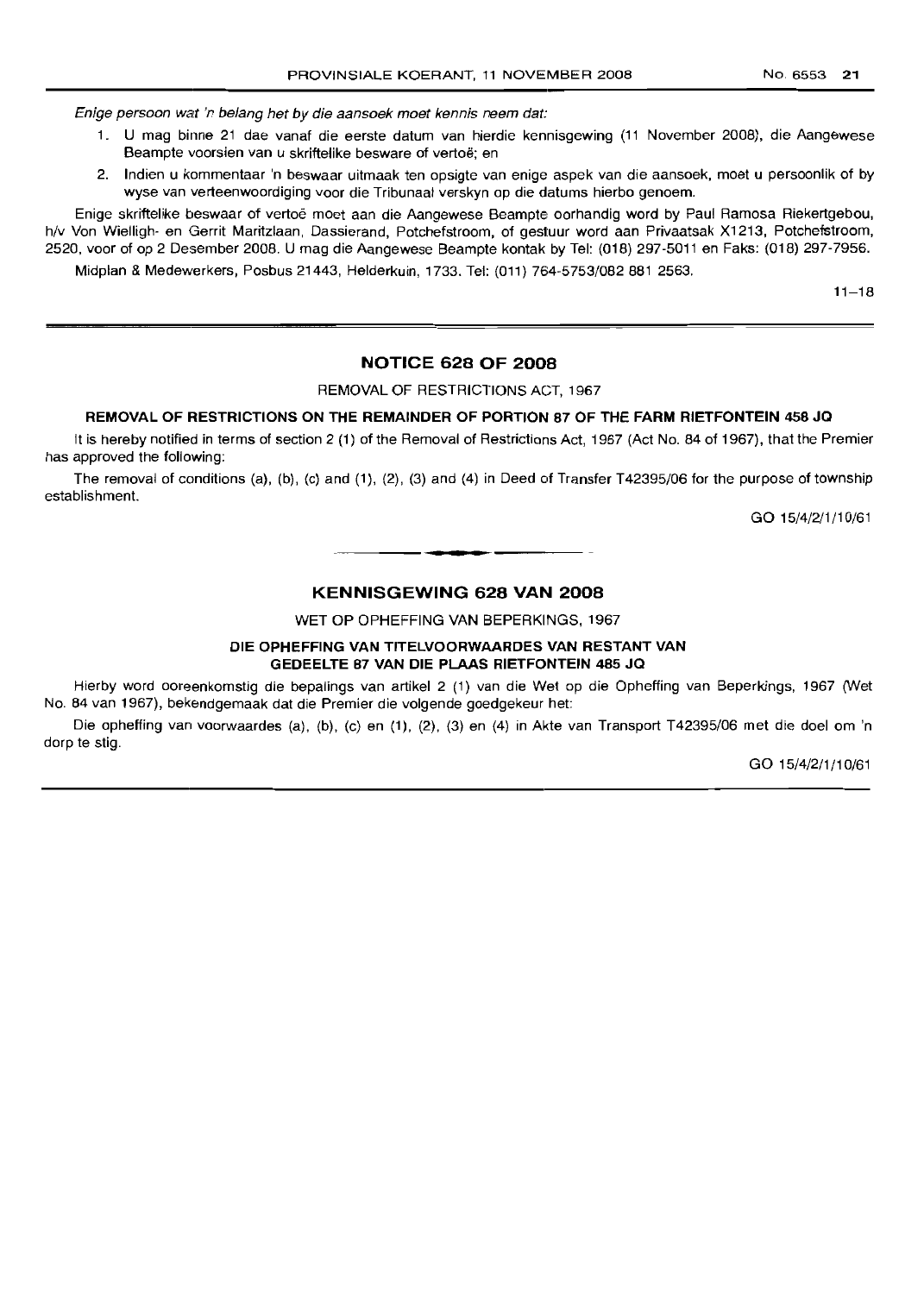*Enige persoon wat 'n belang het by die aansoek moet kennis neem dat:*

1. U mag binne 21 dae vanaf die eerste datum van hierdie kennisgewing (11 November 2008), die Aangewese Beampte voorsien van u skriftelike besware of vertoë; en
2. Indien u kommentaar 'n beswaar uitmaak ten opsigte van enige aspek van die aansoek, moet u persoonlik of by wyse van verteenwoordiging voor die Tribunaal verskyn op die datums hierbo genoem.

Enige skriftelike beswaar of vertoë moet aan die Aangewese Beampte oorhandig word by Paul Ramosa Riekertgebou, h/v Von Wielligh- en Gerrit Maritzlaan, Dassierand, Potchefstroom, of gestuur word aan Privaatsak X1213, Potchefstroom, 2520, voor of op 2 Desember 2008. U mag die Aangewese Beampte kontak by Tel: (018) 297-5011 en Faks: (018) 297-7956.

Midplan & Medewerkers, Posbus 21443, Helderkuin, 1733. Tel: (011) 764-5753/082 881 2563.

11–18

## NOTICE 628 OF 2008

REMOVAL OF RESTRICTIONS ACT, 1967

**REMOVAL OF RESTRICTIONS ON THE REMAINDER OF PORTION 87 OF THE FARM RIETFONTEIN 458 JQ**

It is hereby notified in terms of section 2 (1) of the Removal of Restrictions Act, 1967 (Act No. 84 of 1967), that the Premier has approved the following:

The removal of conditions (a), (b), (c) and (1), (2), (3) and (4) in Deed of Transfer T42395/06 for the purpose of township establishment.

GO 15/4/2/1/10/61

## KENNISGEWING 628 VAN 2008

WET OP OPHEFFING VAN BEPERKINGS, 1967

**DIE OPHEFFING VAN TITELVOORWAARDES VAN RESTANT VAN GEDEELTE 87 VAN DIE PLAAS RIETFONTEIN 485 JQ**

Hierby word ooreenkomstig die bepalings van artikel 2 (1) van die Wet op die Opheffing van Beperkings, 1967 (Wet No. 84 van 1967), bekendgemaak dat die Premier die volgende goedgekeur het:

Die opheffing van voorwaardes (a), (b), (c) en (1), (2), (3) en (4) in Akte van Transport T42395/06 met die doel om 'n dorp te stig.

GO 15/4/2/1/10/61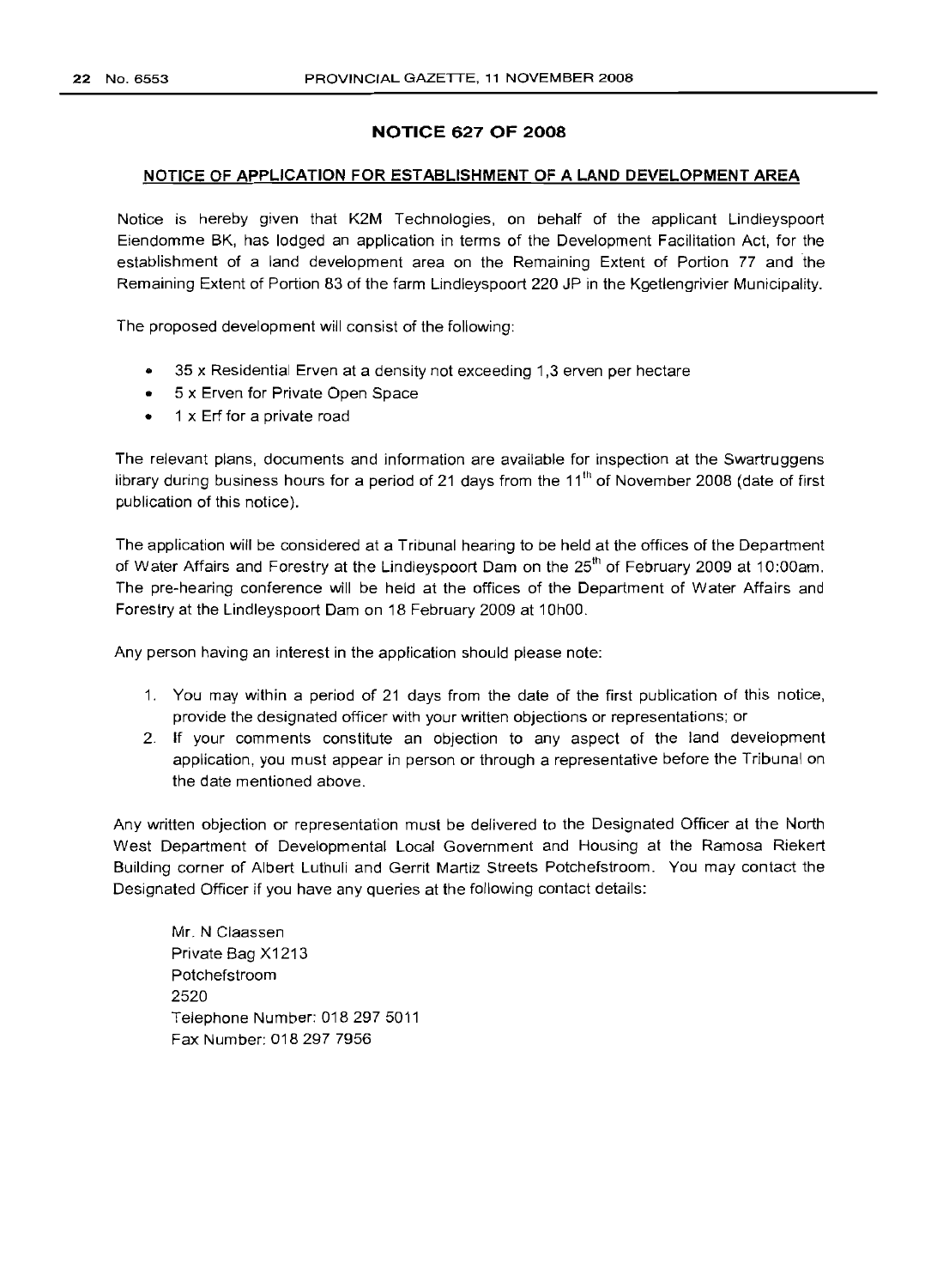## NOTICE 627 OF 2008

### NOTICE OF APPLICATION FOR ESTABLISHMENT OF A LAND DEVELOPMENT AREA

Notice is hereby given that K2M Technologies, on behalf of the applicant Lindleyspoort Eiendomme BK, has lodged an application in terms of the Development Facilitation Act, for the establishment of a land development area on the Remaining Extent of Portion 77 and the Remaining Extent of Portion 83 of the farm Lindleyspoort 220 JP in the Kgetlengrivier Municipality.

The proposed development will consist of the following:

- 35 x Residential Erven at a density not exceeding 1,3 erven per hectare
- 5 x Erven for Private Open Space
- 1 x Erf for a private road

The relevant plans, documents and information are available for inspection at the Swartruggens library during business hours for a period of 21 days from the 11th of November 2008 (date of first publication of this notice).

The application will be considered at a Tribunal hearing to be held at the offices of the Department of Water Affairs and Forestry at the Lindleyspoort Dam on the 25th of February 2009 at 10:00am. The pre-hearing conference will be held at the offices of the Department of Water Affairs and Forestry at the Lindleyspoort Dam on 18 February 2009 at 10h00.

Any person having an interest in the application should please note:

1. You may within a period of 21 days from the date of the first publication of this notice, provide the designated officer with your written objections or representations; or
2. If your comments constitute an objection to any aspect of the land development application, you must appear in person or through a representative before the Tribunal on the date mentioned above.

Any written objection or representation must be delivered to the Designated Officer at the North West Department of Developmental Local Government and Housing at the Ramosa Riekert Building corner of Albert Luthuli and Gerrit Martiz Streets Potchefstroom. You may contact the Designated Officer if you have any queries at the following contact details:

Mr. N Claassen
Private Bag X1213
Potchefstroom
2520
Telephone Number: 018 297 5011
Fax Number: 018 297 7956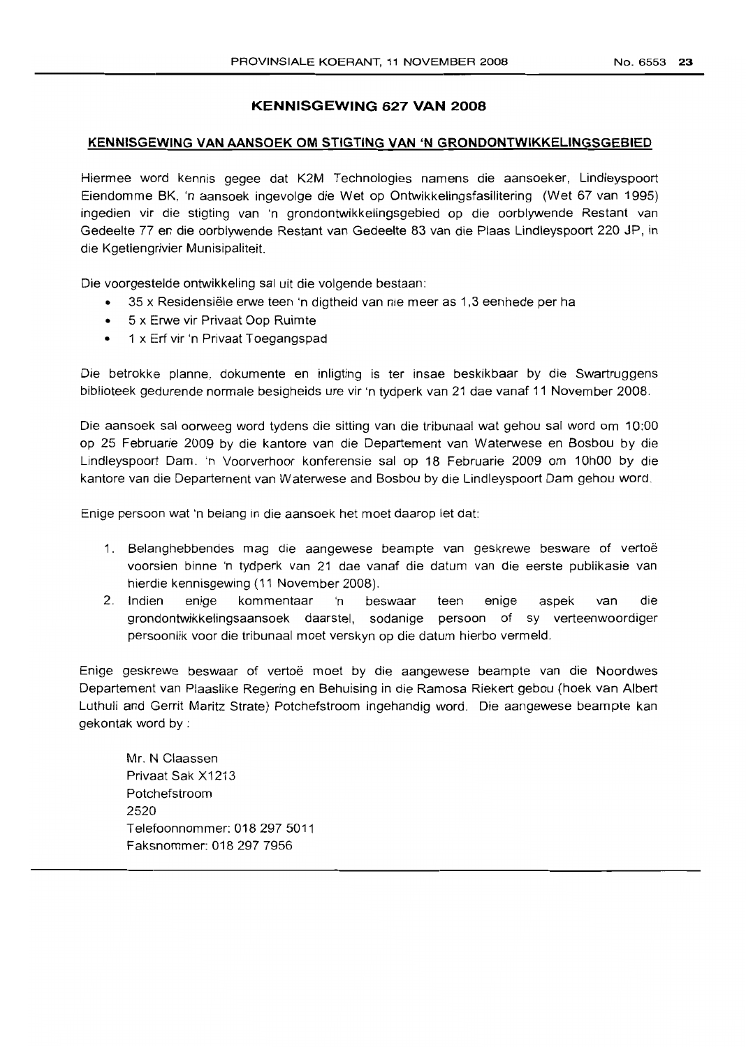## KENNISGEWING 627 VAN 2008

### KENNISGEWING VAN AANSOEK OM STIGTING VAN 'N GRONDONTWIKKELINGSGEBIED

Hiermee word kennis gegee dat K2M Technologies namens die aansoeker, Lindleyspoort Eiendomme BK, 'n aansoek ingevolge die Wet op Ontwikkelingsfasilitering (Wet 67 van 1995) ingedien vir die stigting van 'n grondontwikkelingsgebied op die oorblywende Restant van Gedeelte 77 en die oorblywende Restant van Gedeelte 83 van die Plaas Lindleyspoort 220 JP, in die Kgetlengrivier Munisipaliteit.

Die voorgestelde ontwikkeling sal uit die volgende bestaan:

- 35 x Residensiële erwe teen 'n digtheid van nie meer as 1,3 eenhede per ha
- 5 x Erwe vir Privaat Oop Ruimte
- 1 x Erf vir 'n Privaat Toegangspad

Die betrokke planne, dokumente en inligting is ter insae beskikbaar by die Swartruggens biblioteek gedurende normale besigheids ure vir 'n tydperk van 21 dae vanaf 11 November 2008.

Die aansoek sal oorweeg word tydens die sitting van die tribunaal wat gehou sal word om 10:00 op 25 Februarie 2009 by die kantore van die Departement van Waterwese en Bosbou by die Lindleyspoort Dam. 'n Voorverhoor konferensie sal op 18 Februarie 2009 om 10h00 by die kantore van die Departement van Waterwese and Bosbou by die Lindleyspoort Dam gehou word.

Enige persoon wat 'n belang in die aansoek het moet daarop let dat:

1. Belanghebbendes mag die aangewese beampte van geskrewe besware of vertoë voorsien binne 'n tydperk van 21 dae vanaf die datum van die eerste publikasie van hierdie kennisgewing (11 November 2008).
2. Indien enige kommentaar 'n beswaar teen enige aspek van die grondontwikkelingsaansoek daarstel, sodanige persoon of sy verteenwoordiger persoonlik voor die tribunaal moet verskyn op die datum hierbo vermeld.

Enige geskrewe beswaar of vertoë moet by die aangewese beampte van die Noordwes Departement van Plaaslike Regering en Behuising in die Ramosa Riekert gebou (hoek van Albert Luthuli and Gerrit Maritz Strate) Potchefstroom ingehandig word. Die aangewese beampte kan gekontak word by :

Mr. N Claassen
Privaat Sak X1213
Potchefstroom
2520
Telefoonnommer: 018 297 5011
Faksnommer: 018 297 7956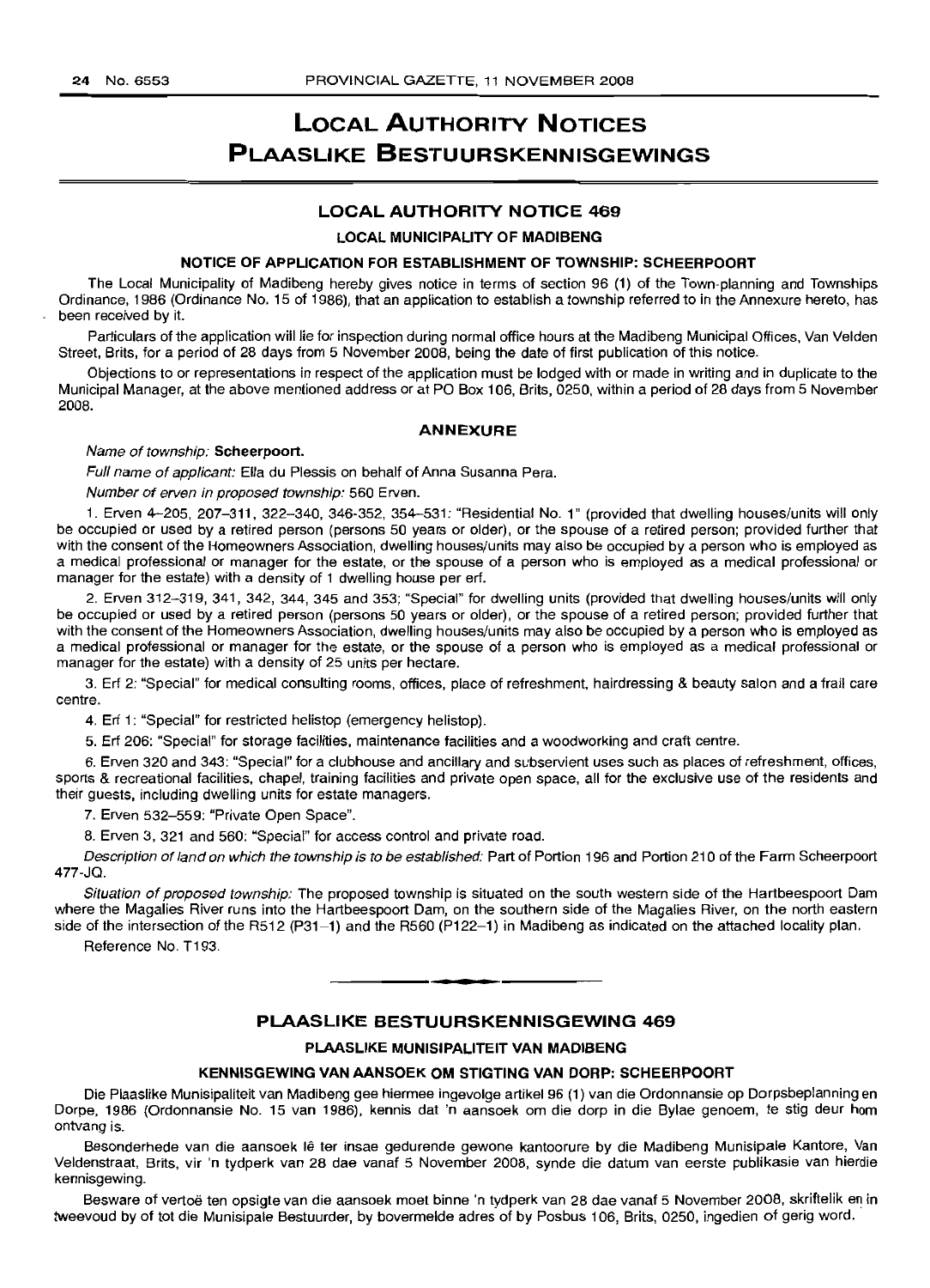# LOCAL AUTHORITY NOTICES
# PLAASLIKE BESTUURSKENNISGEWINGS

## LOCAL AUTHORITY NOTICE 469

### LOCAL MUNICIPALITY OF MADIBENG

### NOTICE OF APPLICATION FOR ESTABLISHMENT OF TOWNSHIP: SCHEERPOORT

The Local Municipality of Madibeng hereby gives notice in terms of section 96 (1) of the Town-planning and Townships Ordinance, 1986 (Ordinance No. 15 of 1986), that an application to establish a township referred to in the Annexure hereto, has been received by it.

Particulars of the application will lie for inspection during normal office hours at the Madibeng Municipal Offices, Van Velden Street, Brits, for a period of 28 days from 5 November 2008, being the date of first publication of this notice.

Objections to or representations in respect of the application must be lodged with or made in writing and in duplicate to the Municipal Manager, at the above mentioned address or at PO Box 106, Brits, 0250, within a period of 28 days from 5 November 2008.

### ANNEXURE

*Name of township:* **Scheerpoort.**

*Full name of applicant:* Ella du Plessis on behalf of Anna Susanna Pera.

*Number of erven in proposed township:* 560 Erven.

1. Erven 4–205, 207–311, 322–340, 346-352, 354–531: "Residential No. 1" (provided that dwelling houses/units will only be occupied or used by a retired person (persons 50 years or older), or the spouse of a retired person; provided further that with the consent of the Homeowners Association, dwelling houses/units may also be occupied by a person who is employed as a medical professional or manager for the estate, or the spouse of a person who is employed as a medical professional or manager for the estate) with a density of 1 dwelling house per erf.

2. Erven 312–319, 341, 342, 344, 345 and 353; "Special" for dwelling units (provided that dwelling houses/units will only be occupied or used by a retired person (persons 50 years or older), or the spouse of a retired person; provided further that with the consent of the Homeowners Association, dwelling houses/units may also be occupied by a person who is employed as a medical professional or manager for the estate, or the spouse of a person who is employed as a medical professional or manager for the estate) with a density of 25 units per hectare.

3. Erf 2: "Special" for medical consulting rooms, offices, place of refreshment, hairdressing & beauty salon and a frail care centre.

4. Erf 1: "Special" for restricted helistop (emergency helistop).

5. Erf 206: "Special" for storage facilities, maintenance facilities and a woodworking and craft centre.

6. Erven 320 and 343: "Special" for a clubhouse and ancillary and subservient uses such as places of refreshment, offices, sports & recreational facilities, chapel, training facilities and private open space, all for the exclusive use of the residents and their guests, including dwelling units for estate managers.

7. Erven 532–559: "Private Open Space".

8. Erven 3, 321 and 560: "Special" for access control and private road.

*Description of land on which the township is to be established:* Part of Portion 196 and Portion 210 of the Farm Scheerpoort 477-JQ.

*Situation of proposed township:* The proposed township is situated on the south western side of the Hartbeespoort Dam where the Magalies River runs into the Hartbeespoort Dam, on the southern side of the Magalies River, on the north eastern side of the intersection of the R512 (P31–1) and the R560 (P122–1) in Madibeng as indicated on the attached locality plan.

Reference No. T193.

---

## PLAASLIKE BESTUURSKENNISGEWING 469

### PLAASLIKE MUNISIPALITEIT VAN MADIBENG

### KENNISGEWING VAN AANSOEK OM STIGTING VAN DORP: SCHEERPOORT

Die Plaaslike Munisipaliteit van Madibeng gee hiermee ingevolge artikel 96 (1) van die Ordonnansie op Dorpsbeplanning en Dorpe, 1986 (Ordonnansie No. 15 van 1986), kennis dat 'n aansoek om die dorp in die Bylae genoem, te stig deur hom ontvang is.

Besonderhede van die aansoek lê ter insae gedurende gewone kantoorure by die Madibeng Munisipale Kantore, Van Veldenstraat, Brits, vir 'n tydperk van 28 dae vanaf 5 November 2008, synde die datum van eerste publikasie van hierdie kennisgewing.

Besware of vertoë ten opsigte van die aansoek moet binne 'n tydperk van 28 dae vanaf 5 November 2008, skriftelik en in tweevoud by of tot die Munisipale Bestuurder, by bovermelde adres of by Posbus 106, Brits, 0250, ingedien of gerig word.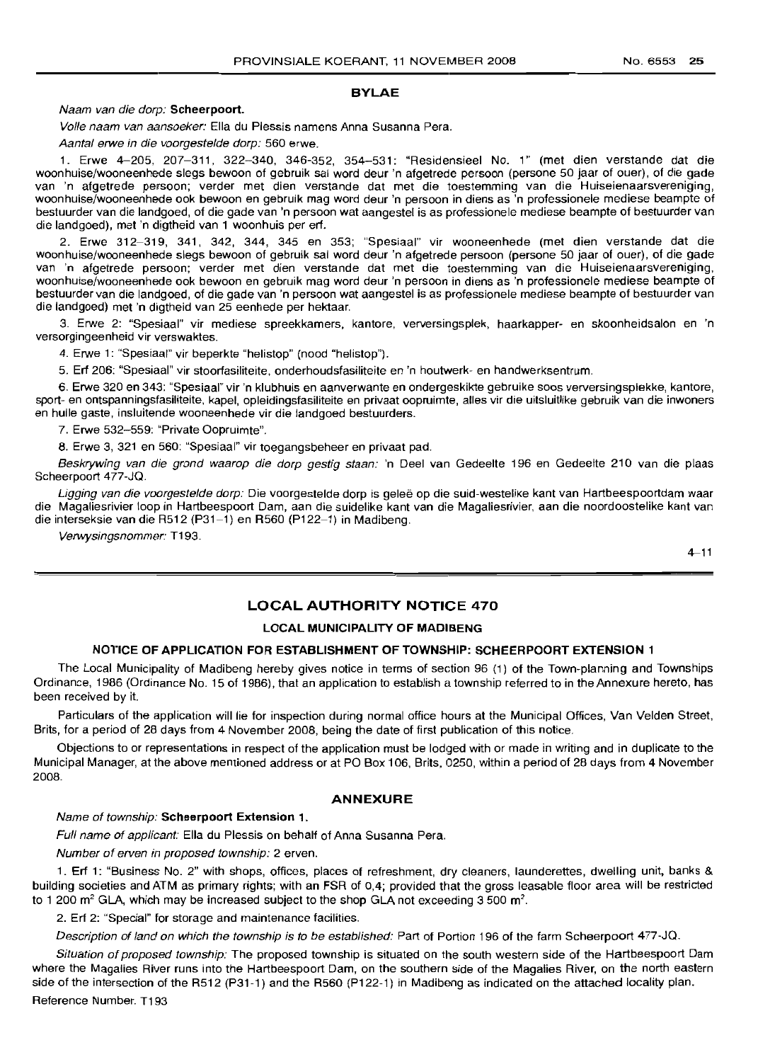## BYLAE

*Naam van die dorp:* **Scheerpoort.**

*Volle naam van aansoeker:* Ella du Plessis namens Anna Susanna Pera.

*Aantal erwe in die voorgestelde dorp:* 560 erwe.

1. Erwe 4–205, 207–311, 322–340, 346-352, 354–531: "Residensieel No. 1" (met dien verstande dat die woonhuise/wooneenhede slegs bewoon of gebruik sal word deur 'n afgetrede persoon (persone 50 jaar of ouer), of die gade van 'n afgetrede persoon; verder met dien verstande dat met die toestemming van die Huiseienaarsvereniging, woonhuise/wooneenhede ook bewoon en gebruik mag word deur 'n persoon in diens as 'n professionele mediese beampte of bestuurder van die landgoed, of die gade van 'n persoon wat aangestel is as professionele mediese beampte of bestuurder van die landgoed), met 'n digtheid van 1 woonhuis per erf.

2. Erwe 312–319, 341, 342, 344, 345 en 353; "Spesiaal" vir wooneenhede (met dien verstande dat die woonhuise/wooneenhede slegs bewoon of gebruik sal word deur 'n afgetrede persoon (persone 50 jaar of ouer), of die gade van 'n afgetrede persoon; verder met dien verstande dat met die toestemming van die Huiseienaarsvereniging, woonhuise/wooneenhede ook bewoon en gebruik mag word deur 'n persoon in diens as 'n professionele mediese beampte of bestuurder van die landgoed, of die gade van 'n persoon wat aangestel is as professionele mediese beampte of bestuurder van die landgoed) met 'n digtheid van 25 eenhede per hektaar.

3. Erwe 2: "Spesiaal" vir mediese spreekkamers, kantore, verversingsplek, haarkapper- en skoonheidsalon en 'n versorgingeenheid vir verswaktes.

4. Erwe 1: "Spesiaal" vir beperkte "helistop" (nood "helistop").

5. Erf 206: "Spesiaal" vir stoorfasiliteite, onderhoudsfasiliteite en 'n houtwerk- en handwerksentrum.

6. Erwe 320 en 343: "Spesiaal" vir 'n klubhuis en aanverwante en ondergeskikte gebruike soos verversingsplekke, kantore, sport- en ontspanningsfasiliteite, kapel, opleidingsfasiliteite en privaat oopruimte, alles vir die uitsluitlike gebruik van die inwoners en hulle gaste, insluitende wooneenhede vir die landgoed bestuurders.

7. Erwe 532–559: "Private Oopruimte".

8. Erwe 3, 321 en 560: "Spesiaal" vir toegangsbeheer en privaat pad.

*Beskrywing van die grond waarop die dorp gestig staan:* 'n Deel van Gedeelte 196 en Gedeelte 210 van die plaas Scheerpoort 477-JQ.

*Ligging van die voorgestelde dorp:* Die voorgestelde dorp is geleë op die suid-westelike kant van Hartbeespoortdam waar die Magaliesrivier loop in Hartbeespoort Dam, aan die suidelike kant van die Magaliesrivier, aan die noordoostelike kant van die interseksie van die R512 (P31-1) en R560 (P122-1) in Madibeng.

*Verwysingsnommer:* T193.

4–11

---

## LOCAL AUTHORITY NOTICE 470

### LOCAL MUNICIPALITY OF MADIBENG

### NOTICE OF APPLICATION FOR ESTABLISHMENT OF TOWNSHIP: SCHEERPOORT EXTENSION 1

The Local Municipality of Madibeng hereby gives notice in terms of section 96 (1) of the Town-planning and Townships Ordinance, 1986 (Ordinance No. 15 of 1986), that an application to establish a township referred to in the Annexure hereto, has been received by it.

Particulars of the application will lie for inspection during normal office hours at the Municipal Offices, Van Velden Street, Brits, for a period of 28 days from 4 November 2008, being the date of first publication of this notice.

Objections to or representations in respect of the application must be lodged with or made in writing and in duplicate to the Municipal Manager, at the above mentioned address or at PO Box 106, Brits, 0250, within a period of 28 days from 4 November 2008.

## ANNEXURE

*Name of township:* **Scheerpoort Extension 1.**

*Full name of applicant:* Ella du Plessis on behalf of Anna Susanna Pera.

*Number of erven in proposed township:* 2 erven.

1. Erf 1: "Business No. 2" with shops, offices, places of refreshment, dry cleaners, launderettes, dwelling unit, banks & building societies and ATM as primary rights; with an FSR of 0,4; provided that the gross leasable floor area will be restricted to 1 200 $m^2$ GLA, which may be increased subject to the shop GLA not exceeding 3 500 $m^2$.

2. Erf 2: "Special" for storage and maintenance facilities.

*Description of land on which the township is to be established:* Part of Portion 196 of the farm Scheerpoort 477-JQ.

*Situation of proposed township:* The proposed township is situated on the south western side of the Hartbeespoort Dam where the Magalies River runs into the Hartbeespoort Dam, on the southern side of the Magalies River, on the north eastern side of the intersection of the R512 (P31-1) and the R560 (P122-1) in Madibeng as indicated on the attached locality plan.

Reference Number: T193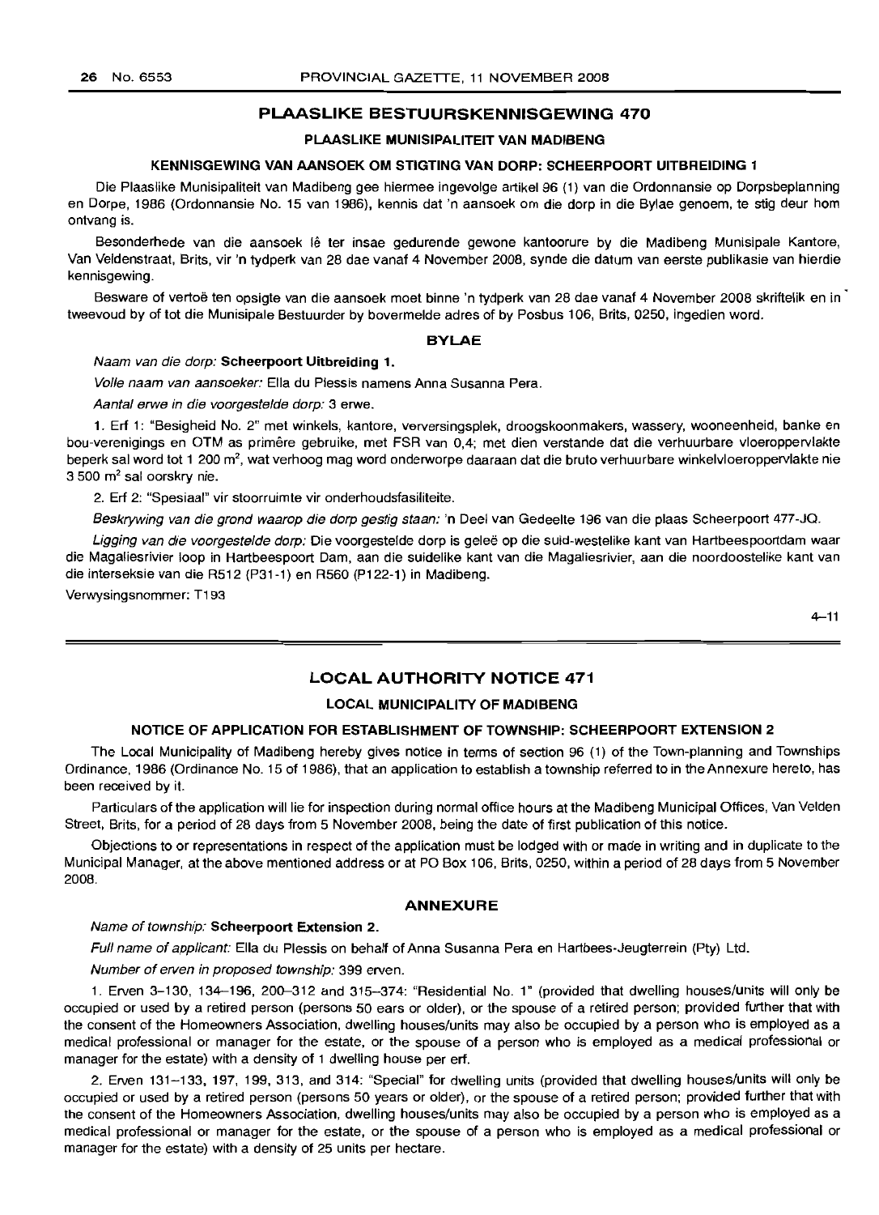## PLAASLIKE BESTUURSKENNISGEWING 470

### PLAASLIKE MUNISIPALITEIT VAN MADIBENG

### KENNISGEWING VAN AANSOEK OM STIGTING VAN DORP: SCHEERPOORT UITBREIDING 1

Die Plaaslike Munisipaliteit van Madibeng gee hiermee ingevolge artikel 96 (1) van die Ordonnansie op Dorpsbeplanning en Dorpe, 1986 (Ordonnansie No. 15 van 1986), kennis dat 'n aansoek om die dorp in die Bylae genoem, te stig deur hom ontvang is.

Besonderhede van die aansoek lê ter insae gedurende gewone kantoorure by die Madibeng Munisipale Kantore, Van Veldenstraat, Brits, vir 'n tydperk van 28 dae vanaf 4 November 2008, synde die datum van eerste publikasie van hierdie kennisgewing.

Besware of vertoë ten opsigte van die aansoek moet binne 'n tydperk van 28 dae vanaf 4 November 2008 skriftelik en in tweevoud by of tot die Munisipale Bestuurder by bovermelde adres of by Posbus 106, Brits, 0250, ingedien word.

#### BYLAE

*Naam van die dorp:* **Scheerpoort Uitbreiding 1.**

*Volle naam van aansoeker:* Ella du Plessis namens Anna Susanna Pera.

*Aantal erwe in die voorgestelde dorp:* 3 erwe.

1. Erf 1: "Besigheid No. 2" met winkels, kantore, verversingsplek, droogskoonmakers, wassery, wooneenheid, banke en bou-verenigings en OTM as primêre gebruike, met FSR van 0,4; met dien verstande dat die verhuurbare vloeroppervlakte beperk sal word tot 1 200 m², wat verhoog mag word onderworpe daaraan dat die bruto verhuurbare winkelvloeroppervlakte nie 3 500 m² sal oorskry nie.

2. Erf 2: "Spesiaal" vir stoorruimte vir onderhoudsfasiliteite.

*Beskrywing van die grond waarop die dorp gestig staan:* 'n Deel van Gedeelte 196 van die plaas Scheerpoort 477-JQ.

*Ligging van die voorgestelde dorp:* Die voorgestelde dorp is geleë op die suid-westelike kant van Hartbeespoortdam waar die Magaliesrivier loop in Hartbeespoort Dam, aan die suidelike kant van die Magaliesrivier, aan die noordoostelike kant van die interseksie van die R512 (P31-1) en R560 (P122-1) in Madibeng.

Verwysingsnommer: T193

4–11

## LOCAL AUTHORITY NOTICE 471

### LOCAL MUNICIPALITY OF MADIBENG

### NOTICE OF APPLICATION FOR ESTABLISHMENT OF TOWNSHIP: SCHEERPOORT EXTENSION 2

The Local Municipality of Madibeng hereby gives notice in terms of section 96 (1) of the Town-planning and Townships Ordinance, 1986 (Ordinance No. 15 of 1986), that an application to establish a township referred to in the Annexure hereto, has been received by it.

Particulars of the application will lie for inspection during normal office hours at the Madibeng Municipal Offices, Van Velden Street, Brits, for a period of 28 days from 5 November 2008, being the date of first publication of this notice.

Objections to or representations in respect of the application must be lodged with or made in writing and in duplicate to the Municipal Manager, at the above mentioned address or at PO Box 106, Brits, 0250, within a period of 28 days from 5 November 2008.

#### ANNEXURE

*Name of township:* **Scheerpoort Extension 2.**

*Full name of applicant:* Ella du Plessis on behalf of Anna Susanna Pera en Hartbees-Jeugterrein (Pty) Ltd.

*Number of erven in proposed township:* 399 erven.

1. Erven 3–130, 134–196, 200–312 and 315–374: "Residential No. 1" (provided that dwelling houses/units will only be occupied or used by a retired person (persons 50 ears or older), or the spouse of a retired person; provided further that with the consent of the Homeowners Association, dwelling houses/units may also be occupied by a person who is employed as a medical professional or manager for the estate, or the spouse of a person who is employed as a medical professional or manager for the estate) with a density of 1 dwelling house per erf.

2. Erven 131–133, 197, 199, 313, and 314: "Special" for dwelling units (provided that dwelling houses/units will only be occupied or used by a retired person (persons 50 years or older), or the spouse of a retired person; provided further that with the consent of the Homeowners Association, dwelling houses/units may also be occupied by a person who is employed as a medical professional or manager for the estate, or the spouse of a person who is employed as a medical professional or manager for the estate) with a density of 25 units per hectare.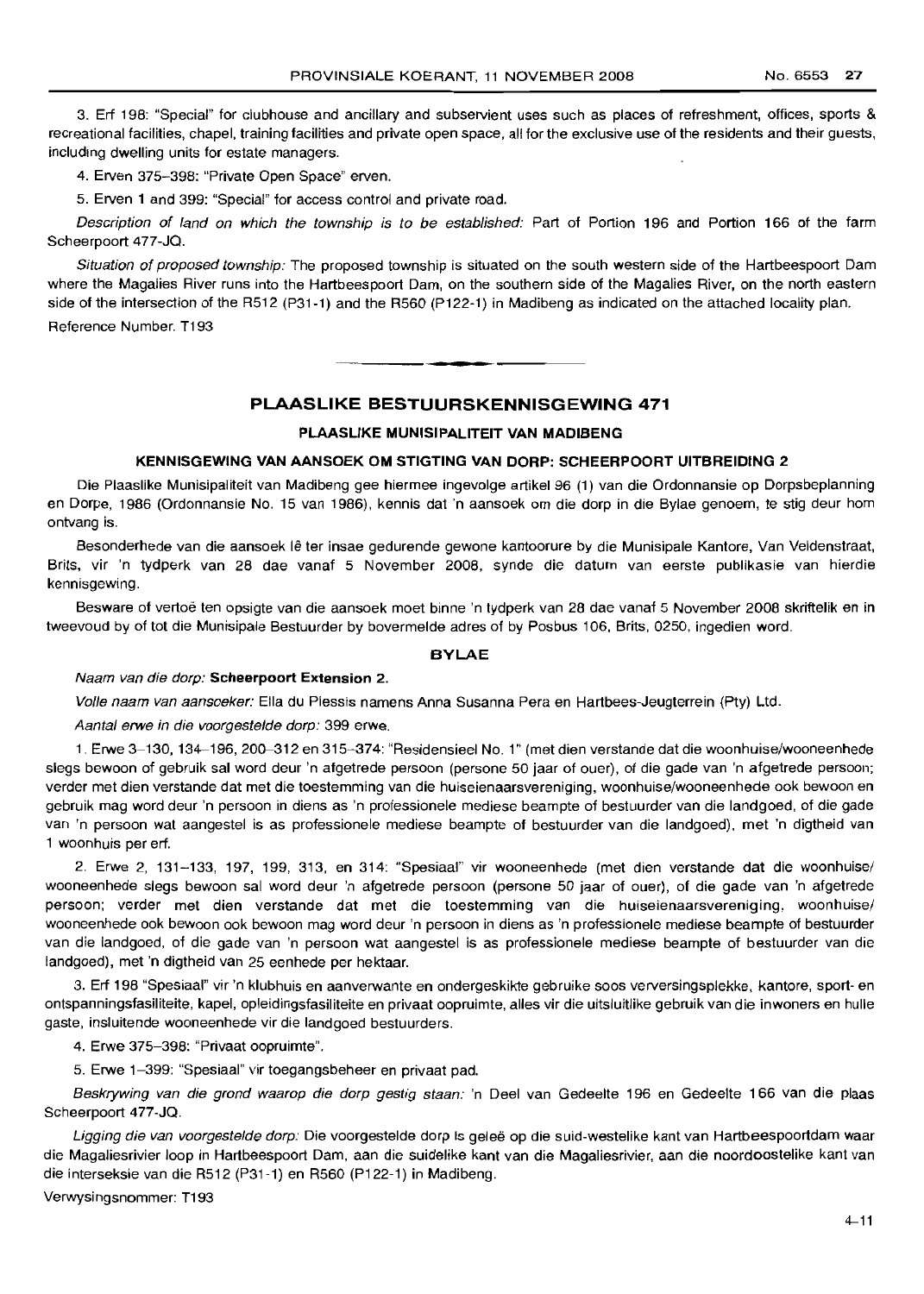3. Erf 198: "Special" for clubhouse and ancillary and subservient uses such as places of refreshment, offices, sports & recreational facilities, chapel, training facilities and private open space, all for the exclusive use of the residents and their guests, including dwelling units for estate managers.

4. Erven 375–398: "Private Open Space" erven.

5. Erven 1 and 399: "Special" for access control and private road.

*Description of land on which the township is to be established:* Part of Portion 196 and Portion 166 of the farm Scheerpoort 477-JQ.

*Situation of proposed township:* The proposed township is situated on the south western side of the Hartbeespoort Dam where the Magalies River runs into the Hartbeespoort Dam, on the southern side of the Magalies River, on the north eastern side of the intersection of the R512 (P31-1) and the R560 (P122-1) in Madibeng as indicated on the attached locality plan.

Reference Number. T193

---

## PLAASLIKE BESTUURSKENNISGEWING 471

### PLAASLIKE MUNISIPALITEIT VAN MADIBENG

### KENNISGEWING VAN AANSOEK OM STIGTING VAN DORP: SCHEERPOORT UITBREIDING 2

Die Plaaslike Munisipaliteit van Madibeng gee hiermee ingevolge artikel 96 (1) van die Ordonnansie op Dorpsbeplanning en Dorpe, 1986 (Ordonnansie No. 15 van 1986), kennis dat 'n aansoek om die dorp in die Bylae genoem, te stig deur hom ontvang is.

Besonderhede van die aansoek lê ter insae gedurende gewone kantoorure by die Munisipale Kantore, Van Veldenstraat, Brits, vir 'n tydperk van 28 dae vanaf 5 November 2008, synde die datum van eerste publikasie van hierdie kennisgewing.

Besware of vertoë ten opsigte van die aansoek moet binne 'n tydperk van 28 dae vanaf 5 November 2008 skriftelik en in tweevoud by of tot die Munisipale Bestuurder by bovermelde adres of by Posbus 106, Brits, 0250, ingedien word.

### BYLAE

*Naam van die dorp:* **Scheerpoort Extension 2.**

*Volle naam van aansoeker:* Ella du Plessis namens Anna Susanna Pera en Hartbees-Jeugterrein (Pty) Ltd.

*Aantal erwe in die voorgestelde dorp:* 399 erwe.

1. Erwe 3–130, 134–196, 200–312 en 315–374: "Residensieel No. 1" (met dien verstande dat die woonhuise/wooneenhede slegs bewoon of gebruik sal word deur 'n afgetrede persoon (persone 50 jaar of ouer), of die gade van 'n afgetrede persoon; verder met dien verstande dat met die toestemming van die huiseienaarsvereniging, woonhuise/wooneenhede ook bewoon en gebruik mag word deur 'n persoon in diens as 'n professionele mediese beampte of bestuurder van die landgoed, of die gade van 'n persoon wat aangestel is as professionele mediese beampte of bestuurder van die landgoed), met 'n digtheid van 1 woonhuis per erf.

2. Erwe 2, 131–133, 197, 199, 313, en 314: "Spesiaal" vir wooneenhede (met dien verstande dat die woonhuise/ wooneenhede slegs bewoon sal word deur 'n afgetrede persoon (persone 50 jaar of ouer), of die gade van 'n afgetrede persoon; verder met dien verstande dat met die toestemming van die huiseienaarsvereniging, woonhuise/ wooneenhede ook bewoon ook bewoon mag word deur 'n persoon in diens as 'n professionele mediese beampte of bestuurder van die landgoed, of die gade van 'n persoon wat aangestel is as professionele mediese beampte of bestuurder van die landgoed), met 'n digtheid van 25 eenhede per hektaar.

3. Erf 198 "Spesiaal" vir 'n klubhuis en aanverwante en ondergeskikte gebruike soos verversingsplekke, kantore, sport- en ontspanningsfasiliteite, kapel, opleidingsfasiliteite en privaat oopruimte, alles vir die uitsluitlike gebruik van die inwoners en hulle gaste, insluitende wooneenhede vir die landgoed bestuurders.

4. Erwe 375–398: "Privaat oopruimte".

5. Erwe 1–399: "Spesiaal" vir toegangsbeheer en privaat pad.

*Beskrywing van die grond waarop die dorp gestig staan:* 'n Deel van Gedeelte 196 en Gedeelte 166 van die plaas Scheerpoort 477-JQ.

*Ligging die van voorgestelde dorp:* Die voorgestelde dorp is geleë op die suid-westelike kant van Hartbeespoortdam waar die Magaliesrivier loop in Hartbeespoort Dam, aan die suidelike kant van die Magaliesrivier, aan die noordoostelike kant van die interseksie van die R512 (P31-1) en R560 (P122-1) in Madibeng.

Verwysingsnommer: T193

4–11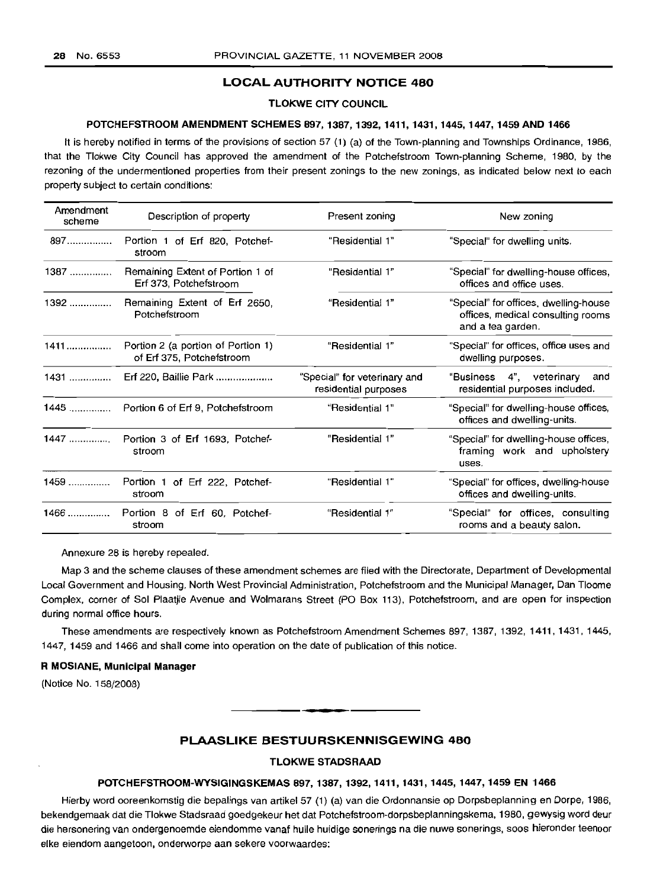## LOCAL AUTHORITY NOTICE 480

### TLOKWE CITY COUNCIL

### POTCHEFSTROOM AMENDMENT SCHEMES 897, 1387, 1392, 1411, 1431, 1445, 1447, 1459 AND 1466

It is hereby notified in terms of the provisions of section 57 (1) (a) of the Town-planning and Townships Ordinance, 1986, that the Tlokwe City Council has approved the amendment of the Potchefstroom Town-planning Scheme, 1980, by the rezoning of the undermentioned properties from their present zonings to the new zonings, as indicated below next to each property subject to certain conditions:

| Amendment scheme | Description of property | Present zoning | New zoning |
|---|---|---|---|
| 897................ | Portion 1 of Erf 820, Potchefstroom | "Residential 1" | "Special" for dwelling units. |
| 1387 ............... | Remaining Extent of Portion 1 of Erf 373, Potchefstroom | "Residential 1" | "Special" for dwelling-house offices, offices and office uses. |
| 1392 ............... | Remaining Extent of Erf 2650, Potchefstroom | "Residential 1" | "Special" for offices, dwelling-house offices, medical consulting rooms and a tea garden. |
| 1411................ | Portion 2 (a portion of Portion 1) of Erf 375, Potchefstroom | "Residential 1" | "Special" for offices, office uses and dwelling purposes. |
| 1431 ............... | Erf 220, Baillie Park .................... | "Special" for veterinary and residential purposes | "Business 4", veterinary and residential purposes included. |
| 1445 .............. | Portion 6 of Erf 9, Potchefstroom | "Residential 1" | "Special" for dwelling-house offices, offices and dwelling-units. |
| 1447 .............. | Portion 3 of Erf 1693, Potchefstroom | "Residential 1" | "Special" for dwelling-house offices, framing work and upholstery uses. |
| 1459 .............. | Portion 1 of Erf 222, Potchefstroom | "Residential 1" | "Special" for offices, dwelling-house offices and dwelling-units. |
| 1466 .............. | Portion 8 of Erf 60, Potchefstroom | "Residential 1" | "Special" for offices, consulting rooms and a beauty salon. |

Annexure 28 is hereby repealed.

Map 3 and the scheme clauses of these amendment schemes are filed with the Directorate, Department of Developmental Local Government and Housing, North West Provincial Administration, Potchefstroom and the Municipal Manager, Dan Tloome Complex, corner of Sol Plaatjie Avenue and Wolmarans Street (PO Box 113), Potchefstroom, and are open for inspection during normal office hours.

These amendments are respectively known as Potchefstroom Amendment Schemes 897, 1387, 1392, 1411, 1431, 1445, 1447, 1459 and 1466 and shall come into operation on the date of publication of this notice.

**R MOSIANE, Municipal Manager**

(Notice No. 158/2008)

---

## PLAASLIKE BESTUURSKENNISGEWING 480

### TLOKWE STADSRAAD

### POTCHEFSTROOM-WYSIGINGSKEMAS 897, 1387, 1392, 1411, 1431, 1445, 1447, 1459 EN 1466

Hierby word ooreenkomstig die bepalings van artikel 57 (1) (a) van die Ordonnansie op Dorpsbeplanning en Dorpe, 1986, bekendgemaak dat die Tlokwe Stadsraad goedgekeur het dat Potchefstroom-dorpsbeplanningskema, 1980, gewysig word deur die hersonering van ondergenoemde eiendomme vanaf hulle huidige sonerings na die nuwe sonerings, soos hieronder teenoor elke eiendom aangetoon, onderworpe aan sekere voorwaardes: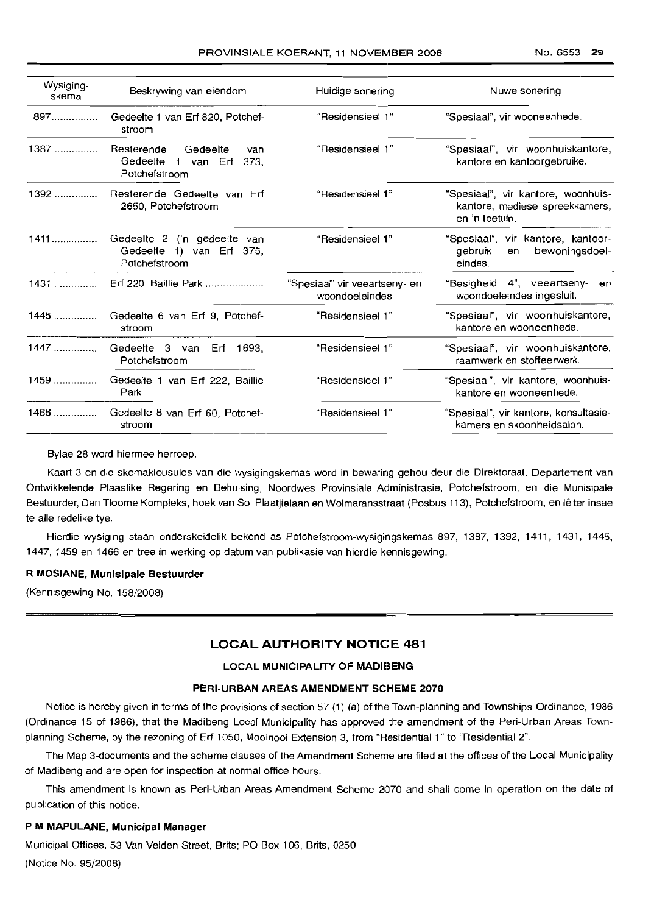| Wysigingskema | Beskrywing van eiendom | Huidige sonering | Nuwe sonering |
|---|---|---|---|
| 897................ | Gedeelte 1 van Erf 820, Potchefstroom | "Residensieel 1" | "Spesiaal", vir wooneenhede. |
| 1387 ............... | Resterende Gedeelte van Gedeelte 1 van Erf 373, Potchefstroom | "Residensieel 1" | "Spesiaal", vir woonhuiskantore, kantore en kantoorgebruike. |
| 1392 ............... | Resterende Gedeelte van Erf 2650, Potchefstroom | "Residensieel 1" | "Spesiaal", vir kantore, woonhuiskantore, mediese spreekkamers, en 'n teetuin. |
| 1411................ | Gedeelte 2 ('n gedeelte van Gedeelte 1) van Erf 375, Potchefstroom | "Residensieel 1" | "Spesiaal", vir kantore, kantoorgebruik en bewoningsdoeleindes. |
| 1431 ............... | Erf 220, Baillie Park .................... | "Spesiaal" vir veeartseny- en woondoeleindes | "Besigheid 4", veeartseny- en woondoeleindes ingesluit. |
| 1445 ............... | Gedeelte 6 van Erf 9, Potchefstroom | "Residensieel 1" | "Spesiaal", vir woonhuiskantore, kantore en wooneenhede. |
| 1447 ............... | Gedeelte 3 van Erf 1693, Potchefstroom | "Residensieel 1" | "Spesiaal", vir woonhuiskantore, raamwerk en stoffeerwerk. |
| 1459 ............... | Gedeelte 1 van Erf 222, Baillie Park | "Residensieel 1" | "Spesiaal", vir kantore, woonhuiskantore en wooneenhede. |
| 1466 ............... | Gedeelte 8 van Erf 60, Potchefstroom | "Residensieel 1" | "Spesiaal", vir kantore, konsultasiekamers en skoonheidsalon. |

Bylae 28 word hiermee herroep.

Kaart 3 en die skemaklousules van die wysigingskemas word in bewaring gehou deur die Direktoraat, Departement van Ontwikkelende Plaaslike Regering en Behuising, Noordwes Provinsiale Administrasie, Potchefstroom, en die Munisipale Bestuurder, Dan Tloome Kompleks, hoek van Sol Plaatjielaan en Wolmaransstraat (Posbus 113), Potchefstroom, en lê ter insae te alle redelike tye.

Hierdie wysiging staan onderskeidelik bekend as Potchefstroom-wysigingskemas 897, 1387, 1392, 1411, 1431, 1445, 1447, 1459 en 1466 en tree in werking op datum van publikasie van hierdie kennisgewing.

**R MOSIANE, Munisipale Bestuurder**

(Kennisgewing No. 158/2008)

## LOCAL AUTHORITY NOTICE 481

### LOCAL MUNICIPALITY OF MADIBENG

### PERI-URBAN AREAS AMENDMENT SCHEME 2070

Notice is hereby given in terms of the provisions of section 57 (1) (a) of the Town-planning and Townships Ordinance, 1986 (Ordinance 15 of 1986), that the Madibeng Local Municipality has approved the amendment of the Peri-Urban Areas Town-planning Scheme, by the rezoning of Erf 1050, Mooinooi Extension 3, from "Residential 1" to "Residential 2".

The Map 3-documents and the scheme clauses of the Amendment Scheme are filed at the offices of the Local Municipality of Madibeng and are open for inspection at normal office hours.

This amendment is known as Peri-Urban Areas Amendment Scheme 2070 and shall come in operation on the date of publication of this notice.

**P M MAPULANE, Municipal Manager**

Municipal Offices, 53 Van Velden Street, Brits; PO Box 106, Brits, 0250

(Notice No. 95/2008)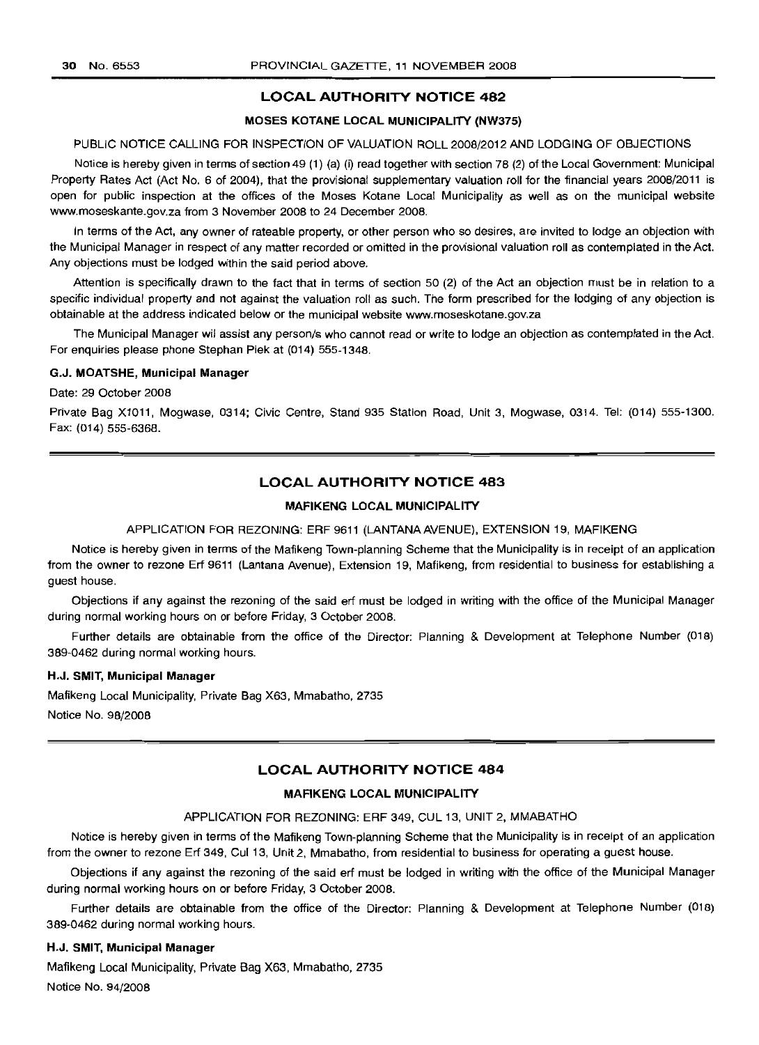## LOCAL AUTHORITY NOTICE 482

### MOSES KOTANE LOCAL MUNICIPALITY (NW375)

PUBLIC NOTICE CALLING FOR INSPECTION OF VALUATION ROLL 2008/2012 AND LODGING OF OBJECTIONS

Notice is hereby given in terms of section 49 (1) (a) (i) read together with section 78 (2) of the Local Government: Municipal Property Rates Act (Act No. 6 of 2004), that the provisional supplementary valuation roll for the financial years 2008/2011 is open for public inspection at the offices of the Moses Kotane Local Municipality as well as on the municipal website www.moseskante.gov.za from 3 November 2008 to 24 December 2008.

In terms of the Act, any owner of rateable property, or other person who so desires, are invited to lodge an objection with the Municipal Manager in respect of any matter recorded or omitted in the provisional valuation roll as contemplated in the Act. Any objections must be lodged within the said period above.

Attention is specifically drawn to the fact that in terms of section 50 (2) of the Act an objection must be in relation to a specific individual property and not against the valuation roll as such. The form prescribed for the lodging of any objection is obtainable at the address indicated below or the municipal website www.moseskotane.gov.za

The Municipal Manager wil assist any person/s who cannot read or write to lodge an objection as contemplated in the Act. For enquiries please phone Stephan Piek at (014) 555-1348.

**G.J. MOATSHE, Municipal Manager**

Date: 29 October 2008

Private Bag X1011, Mogwase, 0314; Civic Centre, Stand 935 Station Road, Unit 3, Mogwase, 0314. Tel: (014) 555-1300. Fax: (014) 555-6368.

---

## LOCAL AUTHORITY NOTICE 483

### MAFIKENG LOCAL MUNICIPALITY

APPLICATION FOR REZONING: ERF 9611 (LANTANA AVENUE), EXTENSION 19, MAFIKENG

Notice is hereby given in terms of the Mafikeng Town-planning Scheme that the Municipality is in receipt of an application from the owner to rezone Erf 9611 (Lantana Avenue), Extension 19, Mafikeng, from residential to business for establishing a guest house.

Objections if any against the rezoning of the said erf must be lodged in writing with the office of the Municipal Manager during normal working hours on or before Friday, 3 October 2008.

Further details are obtainable from the office of the Director: Planning & Development at Telephone Number (018) 389-0462 during normal working hours.

**H.J. SMIT, Municipal Manager**

Mafikeng Local Municipality, Private Bag X63, Mmabatho, 2735

Notice No. 98/2008

---

## LOCAL AUTHORITY NOTICE 484

### MAFIKENG LOCAL MUNICIPALITY

APPLICATION FOR REZONING: ERF 349, CUL 13, UNIT 2, MMABATHO

Notice is hereby given in terms of the Mafikeng Town-planning Scheme that the Municipality is in receipt of an application from the owner to rezone Erf 349, Cul 13, Unit 2, Mmabatho, from residential to business for operating a guest house.

Objections if any against the rezoning of the said erf must be lodged in writing with the office of the Municipal Manager during normal working hours on or before Friday, 3 October 2008.

Further details are obtainable from the office of the Director: Planning & Development at Telephone Number (018) 389-0462 during normal working hours.

**H.J. SMIT, Municipal Manager**

Mafikeng Local Municipality, Private Bag X63, Mmabatho, 2735

Notice No. 94/2008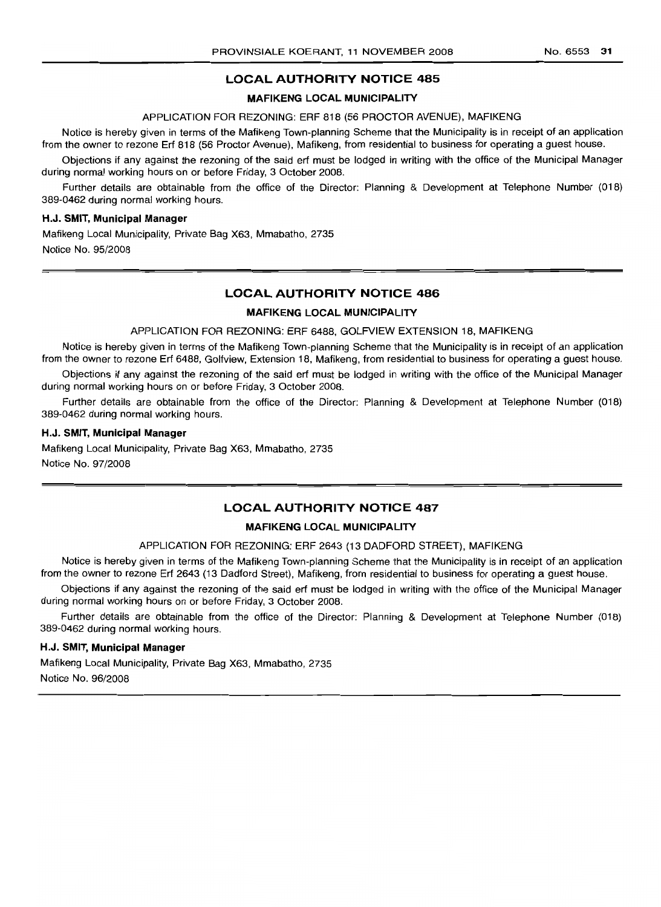## LOCAL AUTHORITY NOTICE 485

### MAFIKENG LOCAL MUNICIPALITY

APPLICATION FOR REZONING: ERF 818 (56 PROCTOR AVENUE), MAFIKENG

Notice is hereby given in terms of the Mafikeng Town-planning Scheme that the Municipality is in receipt of an application from the owner to rezone Erf 818 (56 Proctor Avenue), Mafikeng, from residential to business for operating a guest house.

Objections if any against the rezoning of the said erf must be lodged in writing with the office of the Municipal Manager during normal working hours on or before Friday, 3 October 2008.

Further details are obtainable from the office of the Director: Planning & Development at Telephone Number (018) 389-0462 during normal working hours.

**H.J. SMIT, Municipal Manager**

Mafikeng Local Municipality, Private Bag X63, Mmabatho, 2735

Notice No. 95/2008

## LOCAL AUTHORITY NOTICE 486

### MAFIKENG LOCAL MUNICIPALITY

APPLICATION FOR REZONING: ERF 6488, GOLFVIEW EXTENSION 18, MAFIKENG

Notice is hereby given in terms of the Mafikeng Town-planning Scheme that the Municipality is in receipt of an application from the owner to rezone Erf 6488, Golfview, Extension 18, Mafikeng, from residential to business for operating a guest house.

Objections if any against the rezoning of the said erf must be lodged in writing with the office of the Municipal Manager during normal working hours on or before Friday, 3 October 2008.

Further details are obtainable from the office of the Director: Planning & Development at Telephone Number (018) 389-0462 during normal working hours.

**H.J. SMIT, Municipal Manager**

Mafikeng Local Municipality, Private Bag X63, Mmabatho, 2735

Notice No. 97/2008

## LOCAL AUTHORITY NOTICE 487

### MAFIKENG LOCAL MUNICIPALITY

APPLICATION FOR REZONING: ERF 2643 (13 DADFORD STREET), MAFIKENG

Notice is hereby given in terms of the Mafikeng Town-planning Scheme that the Municipality is in receipt of an application from the owner to rezone Erf 2643 (13 Dadford Street), Mafikeng, from residential to business for operating a guest house.

Objections if any against the rezoning of the said erf must be lodged in writing with the office of the Municipal Manager during normal working hours on or before Friday, 3 October 2008.

Further details are obtainable from the office of the Director: Planning & Development at Telephone Number (018) 389-0462 during normal working hours.

**H.J. SMIT, Municipal Manager**

Mafikeng Local Municipality, Private Bag X63, Mmabatho, 2735

Notice No. 96/2008